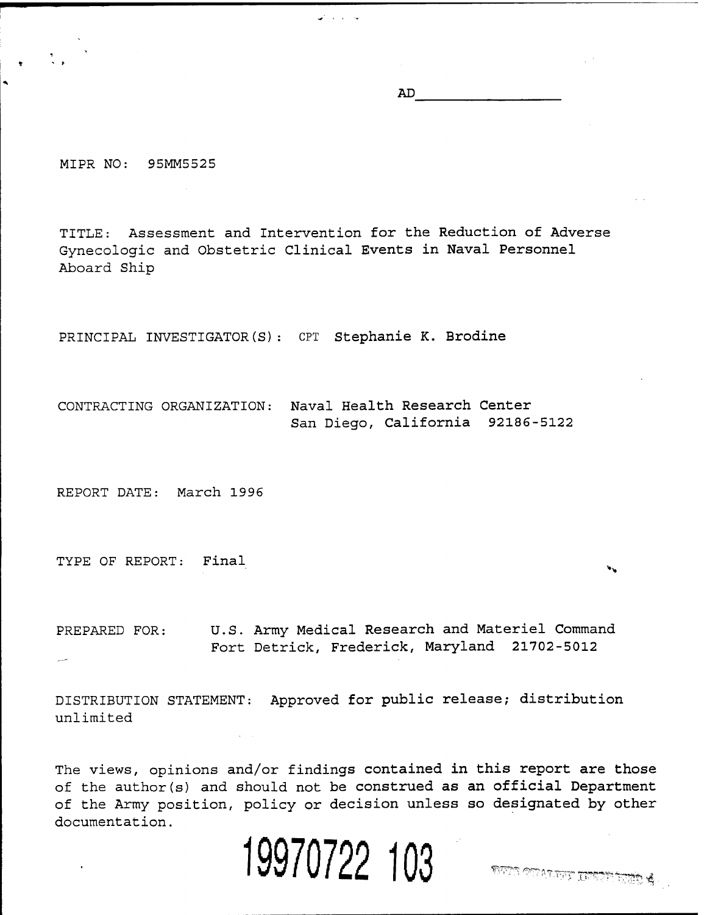AD_______________

MIPR NO: 95MM5525

TITLE: Assessment and Intervention for the Reduction of Adverse Gynecologic and Obstetric Clinical Events in Naval Personnel Aboard Ship

PRINCIPAL INVESTIGATOR(S): CPT Stephanie K. Brodine

CONTRACTING ORGANIZATION: Naval Health Research Center
San Diego, California 92186-5122

REPORT DATE: March 1996

TYPE OF REPORT: Final

PREPARED FOR: U.S. Army Medical Research and Materiel Command
Fort Detrick, Frederick, Maryland 21702-5012

DISTRIBUTION STATEMENT: Approved for public release; distribution unlimited

The views, opinions and/or findings contained in this report are those of the author(s) and should not be construed as an official Department of the Army position, policy or decision unless so designated by other documentation.

19970722 103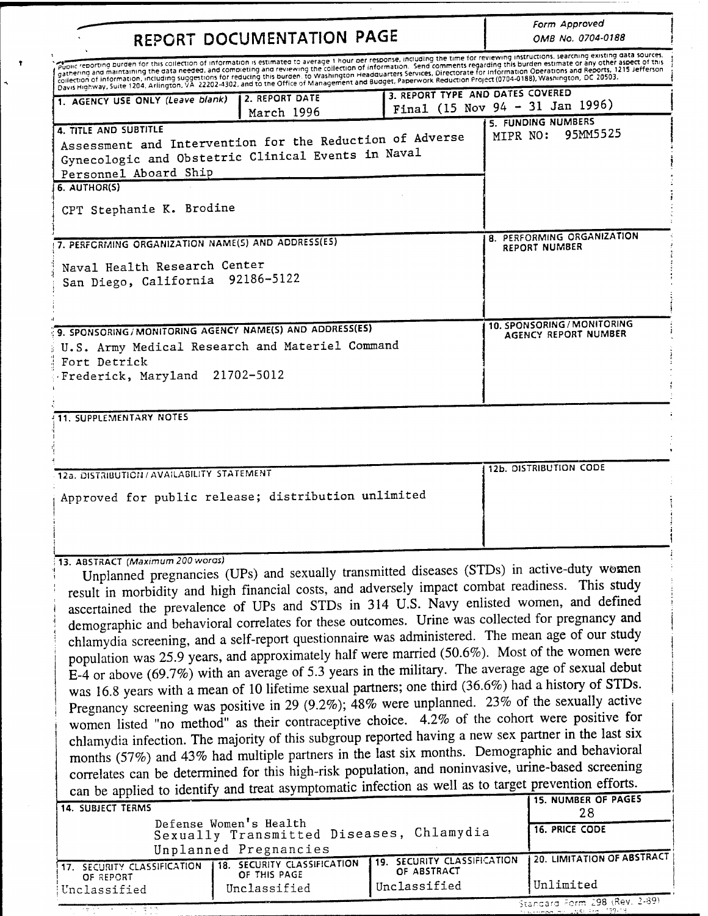# REPORT DOCUMENTATION PAGE

Form Approved
OMB No. 0704-0188

Public reporting burden for this collection of information is estimated to average 1 hour per response, including the time for reviewing instructions, searching existing data sources, gathering and maintaining the data needed, and completing and reviewing the collection of information. Send comments regarding this burden estimate or any other aspect of this collection of information, including suggestions for reducing this burden, to Washington Headquarters Services, Directorate for Information Operations and Reports, 1215 Jefferson Davis Highway, Suite 1204, Arlington, VA 22202-4302, and to the Office of Management and Budget, Paperwork Reduction Project (0704-0188), Washington, DC 20503.

| 1. AGENCY USE ONLY (Leave blank) | 2. REPORT DATE | 3. REPORT TYPE AND DATES COVERED |
|---|---|---|
| | March 1996 | Final (15 Nov 94 - 31 Jan 1996) |

**4. TITLE AND SUBTITLE**
Assessment and Intervention for the Reduction of Adverse Gynecologic and Obstetric Clinical Events in Naval Personnel Aboard Ship

**5. FUNDING NUMBERS**
MIPR NO: 95MM5525

**6. AUTHOR(S)**
CPT Stephanie K. Brodine

**7. PERFORMING ORGANIZATION NAME(S) AND ADDRESS(ES)**
Naval Health Research Center
San Diego, California 92186-5122

**8. PERFORMING ORGANIZATION REPORT NUMBER**

**9. SPONSORING/MONITORING AGENCY NAME(S) AND ADDRESS(ES)**
U.S. Army Medical Research and Materiel Command
Fort Detrick
Frederick, Maryland 21702-5012

**10. SPONSORING/MONITORING AGENCY REPORT NUMBER**

**11. SUPPLEMENTARY NOTES**

**12a. DISTRIBUTION / AVAILABILITY STATEMENT**
Approved for public release; distribution unlimited

**12b. DISTRIBUTION CODE**

**13. ABSTRACT** (Maximum 200 words)

Unplanned pregnancies (UPs) and sexually transmitted diseases (STDs) in active-duty women result in morbidity and high financial costs, and adversely impact combat readiness. This study ascertained the prevalence of UPs and STDs in 314 U.S. Navy enlisted women, and defined demographic and behavioral correlates for these outcomes. Urine was collected for pregnancy and chlamydia screening, and a self-report questionnaire was administered. The mean age of our study population was 25.9 years, and approximately half were married (50.6%). Most of the women were E-4 or above (69.7%) with an average of 5.3 years in the military. The average age of sexual debut was 16.8 years with a mean of 10 lifetime sexual partners; one third (36.6%) had a history of STDs. Pregnancy screening was positive in 29 (9.2%); 48% were unplanned. 23% of the sexually active women listed "no method" as their contraceptive choice. 4.2% of the cohort were positive for chlamydia infection. The majority of this subgroup reported having a new sex partner in the last six months (57%) and 43% had multiple partners in the last six months. Demographic and behavioral correlates can be determined for this high-risk population, and noninvasive, urine-based screening can be applied to identify and treat asymptomatic infection as well as to target prevention efforts.

**14. SUBJECT TERMS**
Defense Women's Health
Sexually Transmitted Diseases, Chlamydia
Unplanned Pregnancies

**15. NUMBER OF PAGES**
28

**16. PRICE CODE**

| 17. SECURITY CLASSIFICATION OF REPORT | 18. SECURITY CLASSIFICATION OF THIS PAGE | 19. SECURITY CLASSIFICATION OF ABSTRACT | 20. LIMITATION OF ABSTRACT |
|---|---|---|---|
| Unclassified | Unclassified | Unclassified | Unlimited |

Standard Form 298 (Rev. 2-89)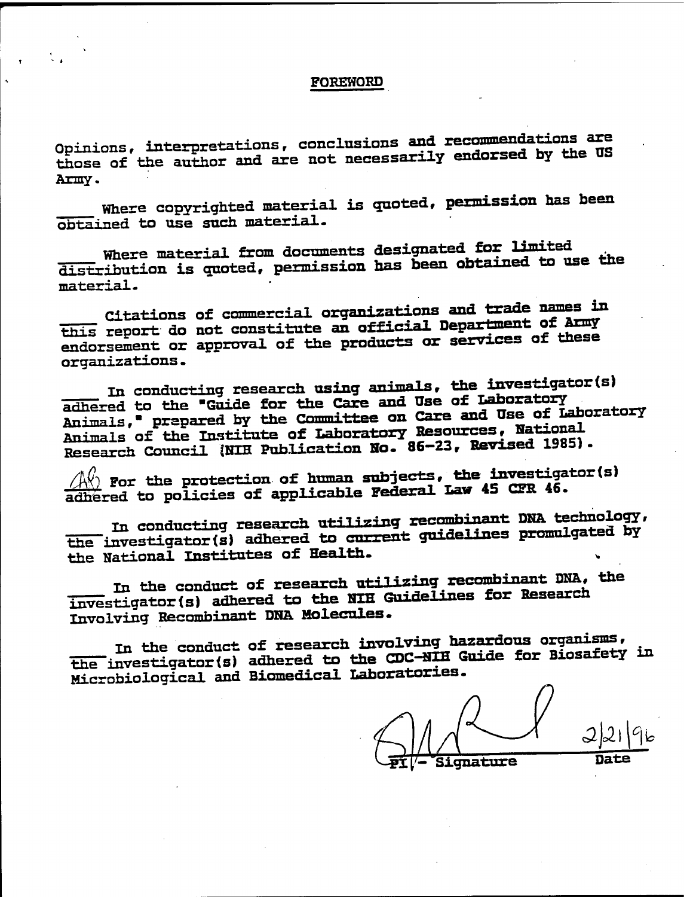# FOREWORD

Opinions, interpretations, conclusions and recommendations are those of the author and are not necessarily endorsed by the US Army.

____ Where copyrighted material is quoted, permission has been obtained to use such material.

____ Where material from documents designated for limited distribution is quoted, permission has been obtained to use the material.

____ Citations of commercial organizations and trade names in this report do not constitute an official Department of Army endorsement or approval of the products or services of these organizations.

____ In conducting research using animals, the investigator(s) adhered to the "Guide for the Care and Use of Laboratory Animals," prepared by the Committee on Care and Use of Laboratory Animals of the Institute of Laboratory Resources, National Research Council (NIH Publication No. 86-23, Revised 1985).

AG For the protection of human subjects, the investigator(s) adhered to policies of applicable Federal Law 45 CFR 46.

____ In conducting research utilizing recombinant DNA technology, the investigator(s) adhered to current guidelines promulgated by the National Institutes of Health.

____ In the conduct of research utilizing recombinant DNA, the investigator(s) adhered to the NIH Guidelines for Research Involving Recombinant DNA Molecules.

____ In the conduct of research involving hazardous organisms, the investigator(s) adhered to the CDC-NIH Guide for Biosafety in Microbiological and Biomedical Laboratories.

PI - Signature 2/21/96
Date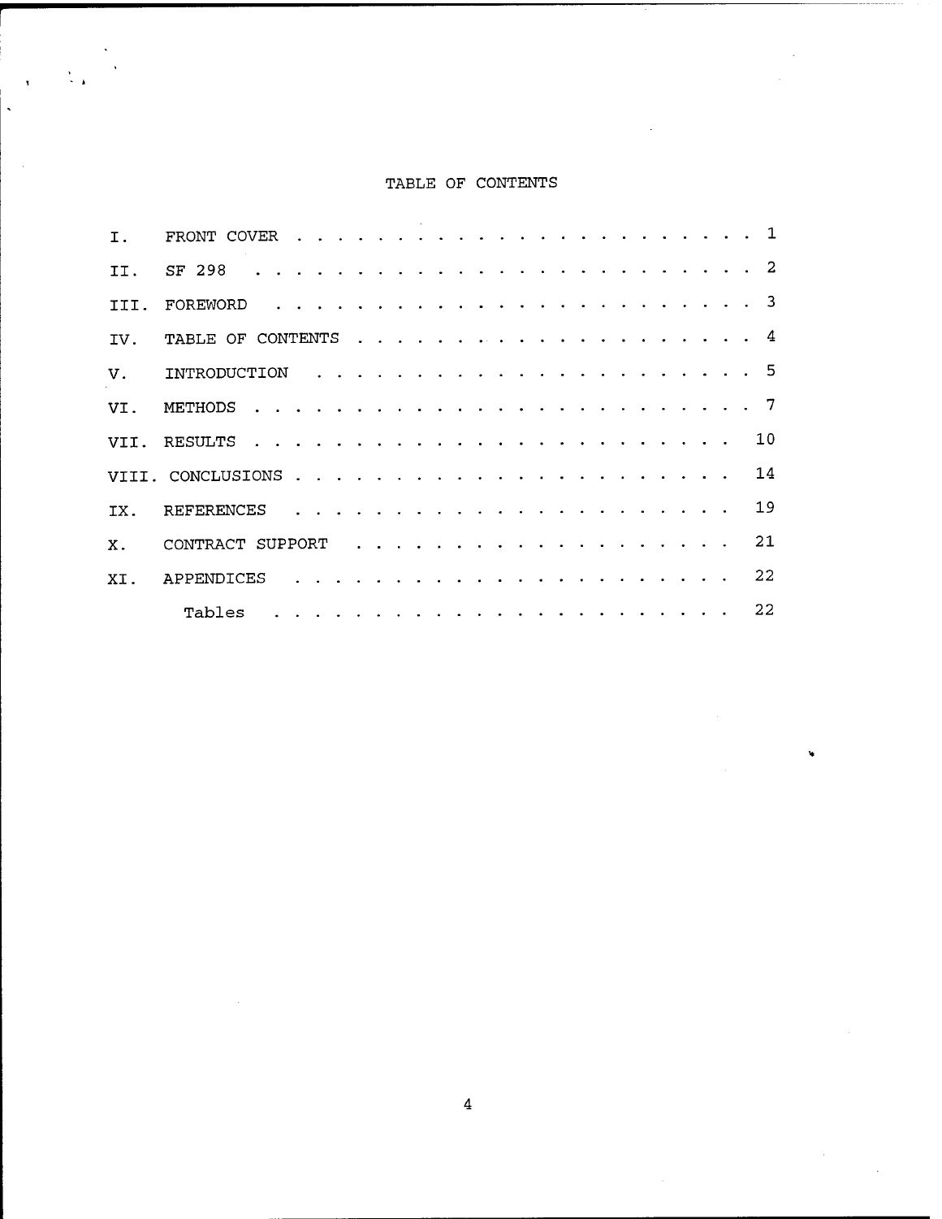# TABLE OF CONTENTS

| | | |
|---|---|---|
| I. | FRONT COVER | 1 |
| II. | SF 298 | 2 |
| III. | FOREWORD | 3 |
| IV. | TABLE OF CONTENTS | 4 |
| V. | INTRODUCTION | 5 |
| VI. | METHODS | 7 |
| VII. | RESULTS | 10 |
| VIII. | CONCLUSIONS | 14 |
| IX. | REFERENCES | 19 |
| X. | CONTRACT SUPPORT | 21 |
| XI. | APPENDICES | 22 |
| | Tables | 22 |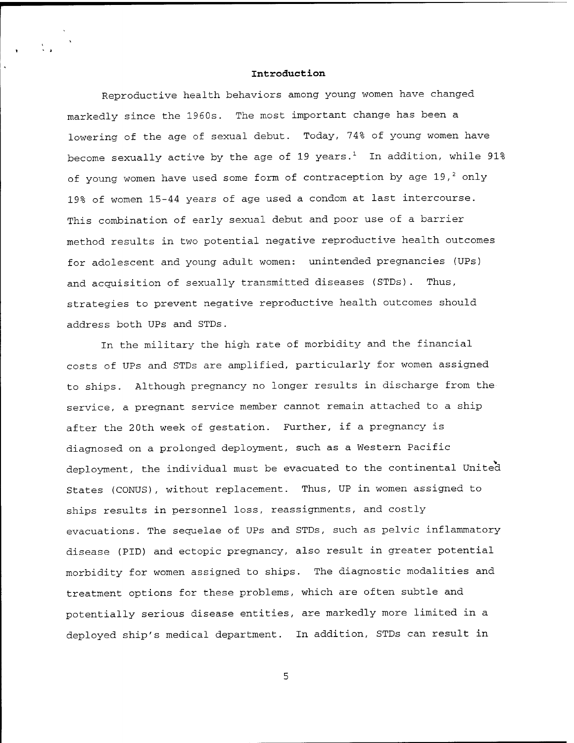## Introduction

Reproductive health behaviors among young women have changed markedly since the 1960s. The most important change has been a lowering of the age of sexual debut. Today, 74% of young women have become sexually active by the age of 19 years.[1] In addition, while 91% of young women have used some form of contraception by age 19,[2] only 19% of women 15-44 years of age used a condom at last intercourse. This combination of early sexual debut and poor use of a barrier method results in two potential negative reproductive health outcomes for adolescent and young adult women: unintended pregnancies (UPs) and acquisition of sexually transmitted diseases (STDs). Thus, strategies to prevent negative reproductive health outcomes should address both UPs and STDs.

In the military the high rate of morbidity and the financial costs of UPs and STDs are amplified, particularly for women assigned to ships. Although pregnancy no longer results in discharge from the service, a pregnant service member cannot remain attached to a ship after the 20th week of gestation. Further, if a pregnancy is diagnosed on a prolonged deployment, such as a Western Pacific deployment, the individual must be evacuated to the continental United States (CONUS), without replacement. Thus, UP in women assigned to ships results in personnel loss, reassignments, and costly evacuations. The sequelae of UPs and STDs, such as pelvic inflammatory disease (PID) and ectopic pregnancy, also result in greater potential morbidity for women assigned to ships. The diagnostic modalities and treatment options for these problems, which are often subtle and potentially serious disease entities, are markedly more limited in a deployed ship's medical department. In addition, STDs can result in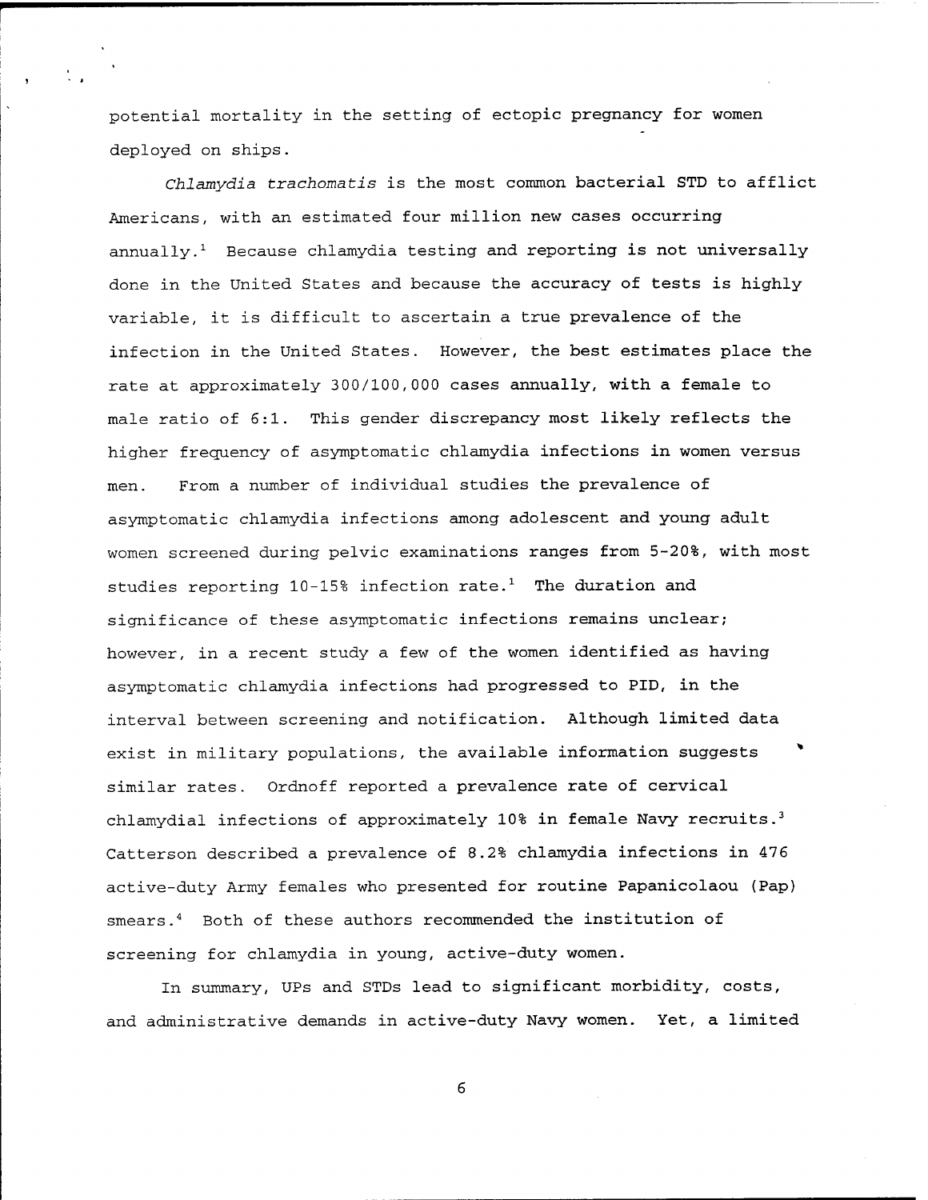potential mortality in the setting of ectopic pregnancy for women deployed on ships.

*Chlamydia trachomatis* is the most common bacterial STD to afflict Americans, with an estimated four million new cases occurring annually.[1] Because chlamydia testing and reporting is not universally done in the United States and because the accuracy of tests is highly variable, it is difficult to ascertain a true prevalence of the infection in the United States. However, the best estimates place the rate at approximately 300/100,000 cases annually, with a female to male ratio of 6:1. This gender discrepancy most likely reflects the higher frequency of asymptomatic chlamydia infections in women versus men. From a number of individual studies the prevalence of asymptomatic chlamydia infections among adolescent and young adult women screened during pelvic examinations ranges from 5-20%, with most studies reporting 10-15% infection rate.[1] The duration and significance of these asymptomatic infections remains unclear; however, in a recent study a few of the women identified as having asymptomatic chlamydia infections had progressed to PID, in the interval between screening and notification. Although limited data exist in military populations, the available information suggests similar rates. Ordnoff reported a prevalence rate of cervical chlamydial infections of approximately 10% in female Navy recruits.[3] Catterson described a prevalence of 8.2% chlamydia infections in 476 active-duty Army females who presented for routine Papanicolaou (Pap) smears.[4] Both of these authors recommended the institution of screening for chlamydia in young, active-duty women.

In summary, UPs and STDs lead to significant morbidity, costs, and administrative demands in active-duty Navy women. Yet, a limited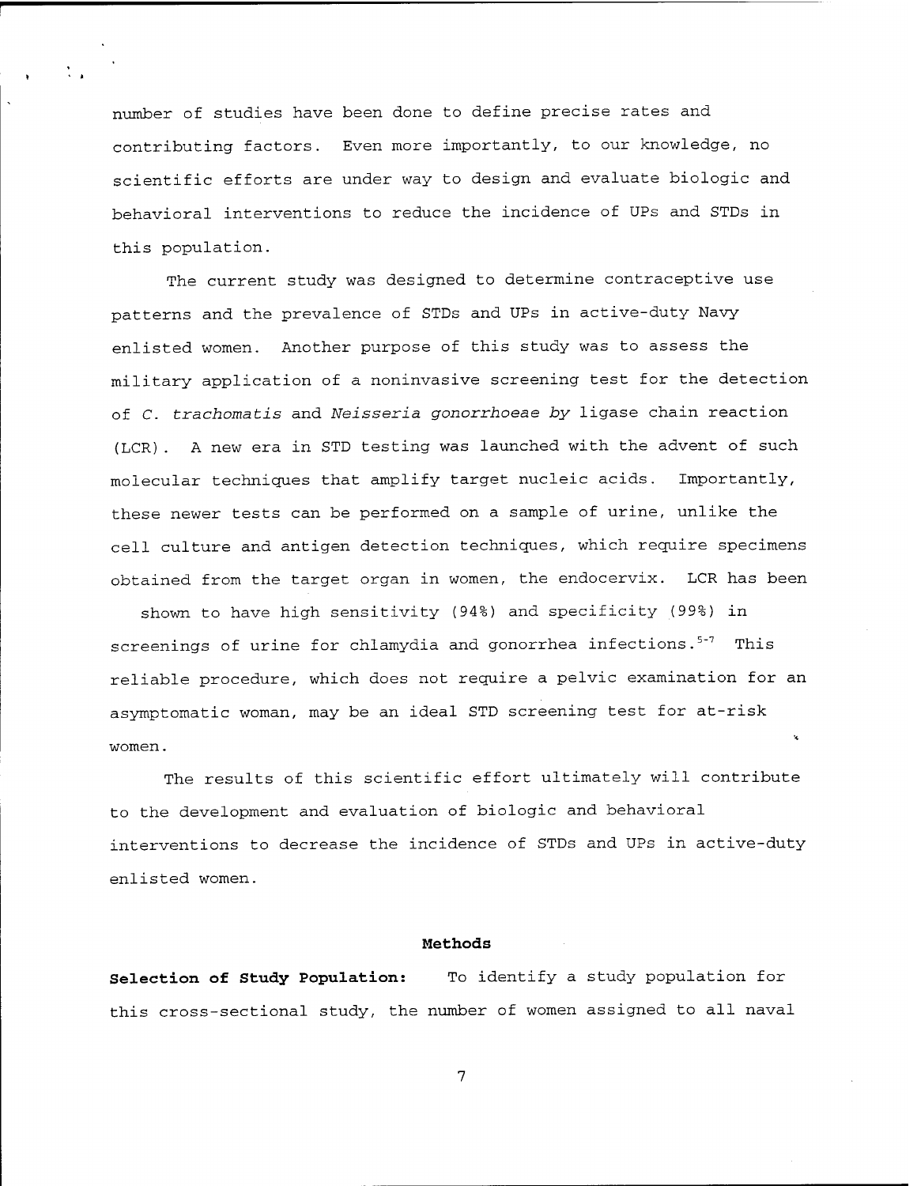number of studies have been done to define precise rates and contributing factors. Even more importantly, to our knowledge, no scientific efforts are under way to design and evaluate biologic and behavioral interventions to reduce the incidence of UPs and STDs in this population.

The current study was designed to determine contraceptive use patterns and the prevalence of STDs and UPs in active-duty Navy enlisted women. Another purpose of this study was to assess the military application of a noninvasive screening test for the detection of *C. trachomatis* and *Neisseria gonorrhoeae by* ligase chain reaction (LCR). A new era in STD testing was launched with the advent of such molecular techniques that amplify target nucleic acids. Importantly, these newer tests can be performed on a sample of urine, unlike the cell culture and antigen detection techniques, which require specimens obtained from the target organ in women, the endocervix. LCR has been shown to have high sensitivity (94%) and specificity (99%) in screenings of urine for chlamydia and gonorrhea infections.[5-7] This reliable procedure, which does not require a pelvic examination for an asymptomatic woman, may be an ideal STD screening test for at-risk women.

The results of this scientific effort ultimately will contribute to the development and evaluation of biologic and behavioral interventions to decrease the incidence of STDs and UPs in active-duty enlisted women.

## Methods

**Selection of Study Population:** To identify a study population for this cross-sectional study, the number of women assigned to all naval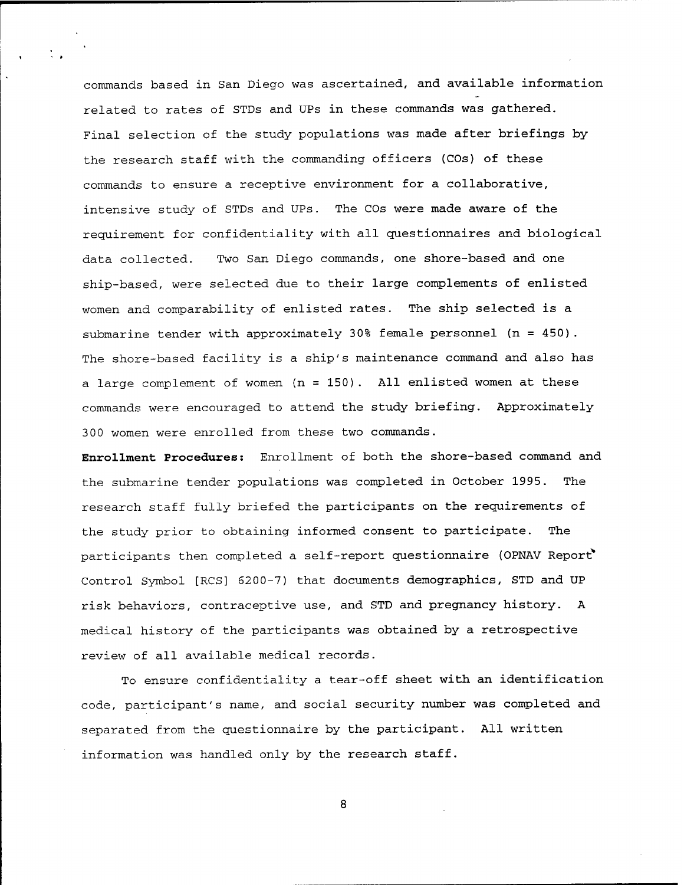commands based in San Diego was ascertained, and available information related to rates of STDs and UPs in these commands was gathered. Final selection of the study populations was made after briefings by the research staff with the commanding officers (COs) of these commands to ensure a receptive environment for a collaborative, intensive study of STDs and UPs. The COs were made aware of the requirement for confidentiality with all questionnaires and biological data collected. Two San Diego commands, one shore-based and one ship-based, were selected due to their large complements of enlisted women and comparability of enlisted rates. The ship selected is a submarine tender with approximately 30% female personnel (n = 450). The shore-based facility is a ship's maintenance command and also has a large complement of women (n = 150). All enlisted women at these commands were encouraged to attend the study briefing. Approximately 300 women were enrolled from these two commands.

**Enrollment Procedures:** Enrollment of both the shore-based command and the submarine tender populations was completed in October 1995. The research staff fully briefed the participants on the requirements of the study prior to obtaining informed consent to participate. The participants then completed a self-report questionnaire (OPNAV Report Control Symbol [RCS] 6200-7) that documents demographics, STD and UP risk behaviors, contraceptive use, and STD and pregnancy history. A medical history of the participants was obtained by a retrospective review of all available medical records.

To ensure confidentiality a tear-off sheet with an identification code, participant's name, and social security number was completed and separated from the questionnaire by the participant. All written information was handled only by the research staff.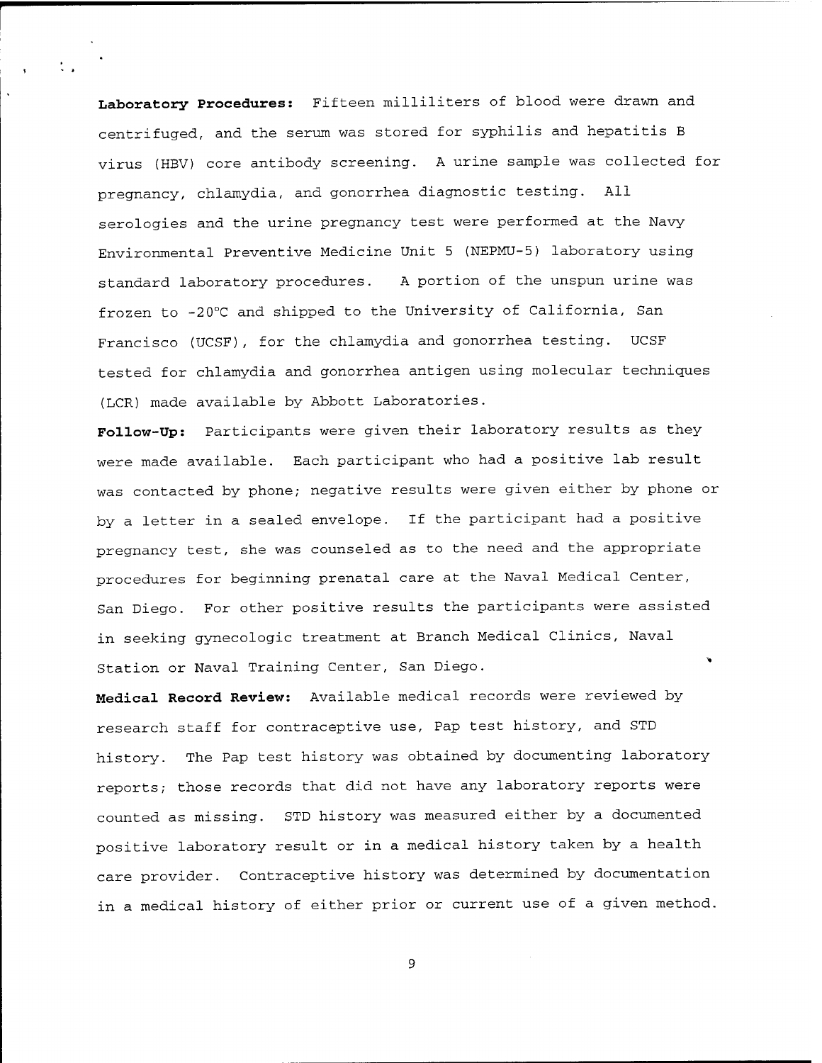**Laboratory Procedures:** Fifteen milliliters of blood were drawn and centrifuged, and the serum was stored for syphilis and hepatitis B virus (HBV) core antibody screening. A urine sample was collected for pregnancy, chlamydia, and gonorrhea diagnostic testing. All serologies and the urine pregnancy test were performed at the Navy Environmental Preventive Medicine Unit 5 (NEPMU-5) laboratory using standard laboratory procedures. A portion of the unspun urine was frozen to -20°C and shipped to the University of California, San Francisco (UCSF), for the chlamydia and gonorrhea testing. UCSF tested for chlamydia and gonorrhea antigen using molecular techniques (LCR) made available by Abbott Laboratories.

**Follow-Up:** Participants were given their laboratory results as they were made available. Each participant who had a positive lab result was contacted by phone; negative results were given either by phone or by a letter in a sealed envelope. If the participant had a positive pregnancy test, she was counseled as to the need and the appropriate procedures for beginning prenatal care at the Naval Medical Center, San Diego. For other positive results the participants were assisted in seeking gynecologic treatment at Branch Medical Clinics, Naval Station or Naval Training Center, San Diego.

**Medical Record Review:** Available medical records were reviewed by research staff for contraceptive use, Pap test history, and STD history. The Pap test history was obtained by documenting laboratory reports; those records that did not have any laboratory reports were counted as missing. STD history was measured either by a documented positive laboratory result or in a medical history taken by a health care provider. Contraceptive history was determined by documentation in a medical history of either prior or current use of a given method.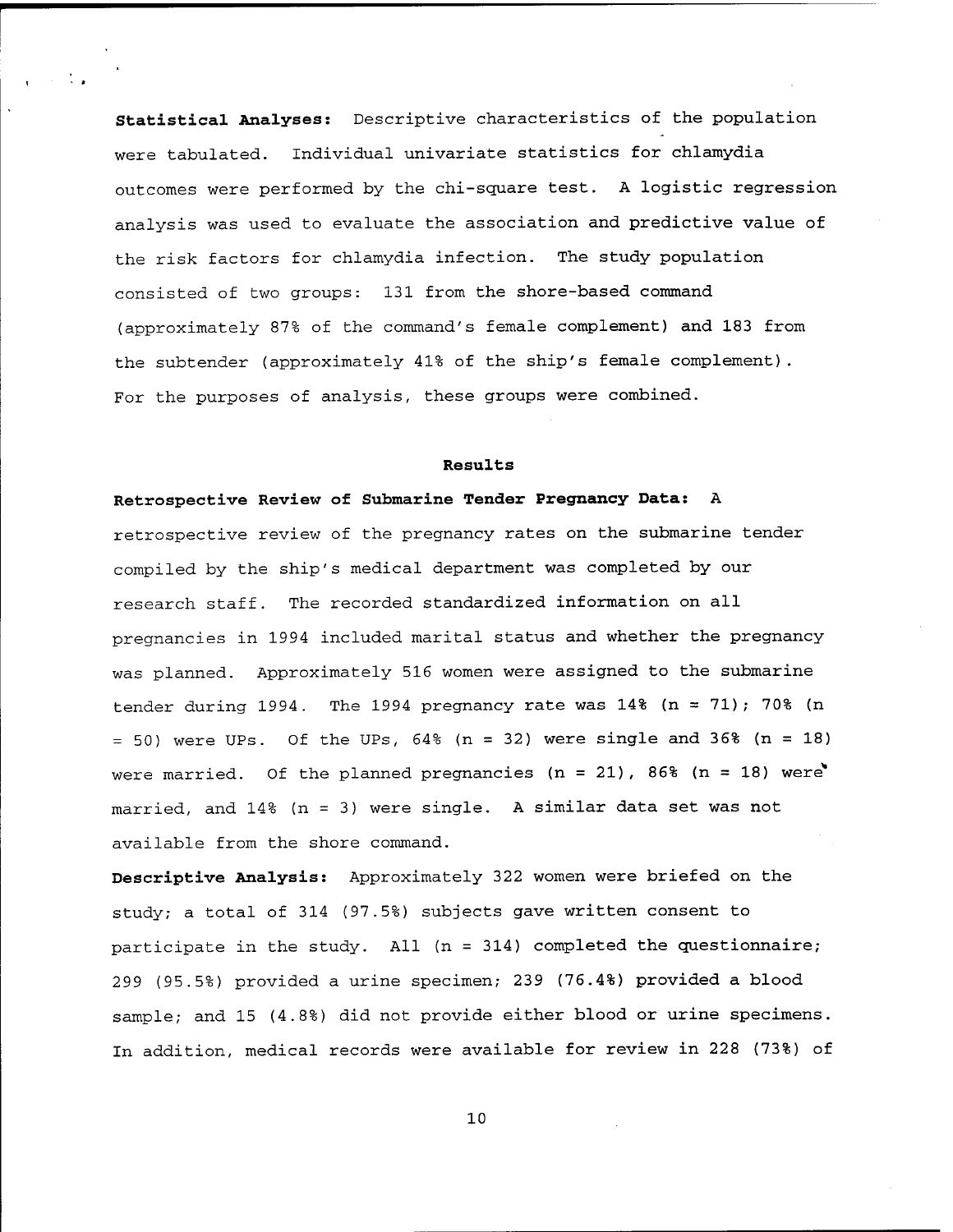**Statistical Analyses:** Descriptive characteristics of the population were tabulated. Individual univariate statistics for chlamydia outcomes were performed by the chi-square test. A logistic regression analysis was used to evaluate the association and predictive value of the risk factors for chlamydia infection. The study population consisted of two groups: 131 from the shore-based command (approximately 87% of the command's female complement) and 183 from the subtender (approximately 41% of the ship's female complement). For the purposes of analysis, these groups were combined.

## Results

**Retrospective Review of Submarine Tender Pregnancy Data:** A retrospective review of the pregnancy rates on the submarine tender compiled by the ship's medical department was completed by our research staff. The recorded standardized information on all pregnancies in 1994 included marital status and whether the pregnancy was planned. Approximately 516 women were assigned to the submarine tender during 1994. The 1994 pregnancy rate was 14% (n = 71); 70% (n = 50) were UPs. Of the UPs, 64% (n = 32) were single and 36% (n = 18) were married. Of the planned pregnancies (n = 21), 86% (n = 18) were married, and 14% (n = 3) were single. A similar data set was not available from the shore command.

**Descriptive Analysis:** Approximately 322 women were briefed on the study; a total of 314 (97.5%) subjects gave written consent to participate in the study. All (n = 314) completed the questionnaire; 299 (95.5%) provided a urine specimen; 239 (76.4%) provided a blood sample; and 15 (4.8%) did not provide either blood or urine specimens. In addition, medical records were available for review in 228 (73%) of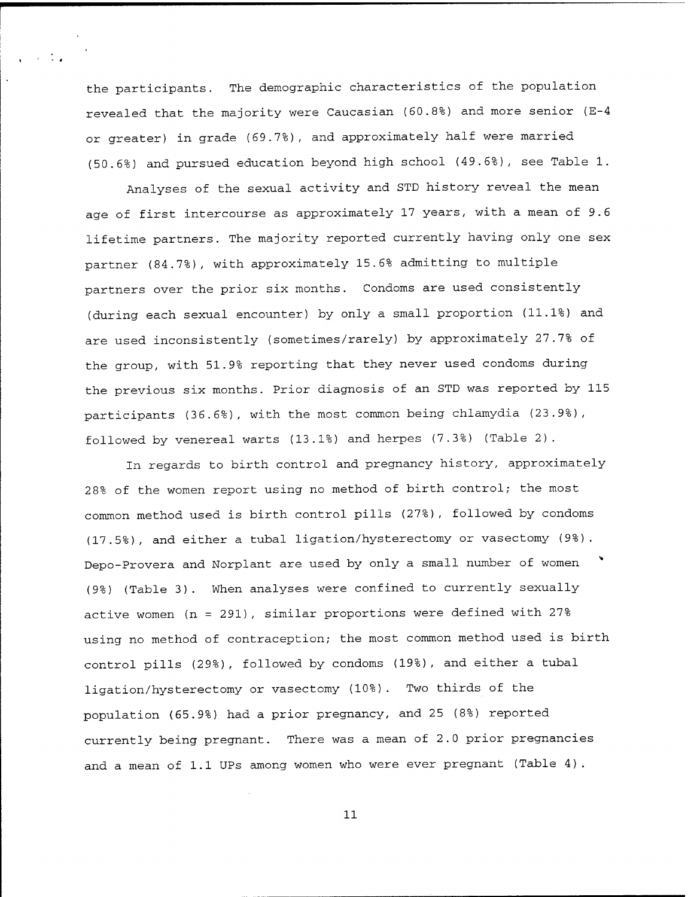the participants. The demographic characteristics of the population revealed that the majority were Caucasian (60.8%) and more senior (E-4 or greater) in grade (69.7%), and approximately half were married (50.6%) and pursued education beyond high school (49.6%), see Table 1.

Analyses of the sexual activity and STD history reveal the mean age of first intercourse as approximately 17 years, with a mean of 9.6 lifetime partners. The majority reported currently having only one sex partner (84.7%), with approximately 15.6% admitting to multiple partners over the prior six months. Condoms are used consistently (during each sexual encounter) by only a small proportion (11.1%) and are used inconsistently (sometimes/rarely) by approximately 27.7% of the group, with 51.9% reporting that they never used condoms during the previous six months. Prior diagnosis of an STD was reported by 115 participants (36.6%), with the most common being chlamydia (23.9%), followed by venereal warts (13.1%) and herpes (7.3%) (Table 2).

In regards to birth control and pregnancy history, approximately 28% of the women report using no method of birth control; the most common method used is birth control pills (27%), followed by condoms (17.5%), and either a tubal ligation/hysterectomy or vasectomy (9%). Depo-Provera and Norplant are used by only a small number of women (9%) (Table 3). When analyses were confined to currently sexually active women (n = 291), similar proportions were defined with 27% using no method of contraception; the most common method used is birth control pills (29%), followed by condoms (19%), and either a tubal ligation/hysterectomy or vasectomy (10%). Two thirds of the population (65.9%) had a prior pregnancy, and 25 (8%) reported currently being pregnant. There was a mean of 2.0 prior pregnancies and a mean of 1.1 UPs among women who were ever pregnant (Table 4).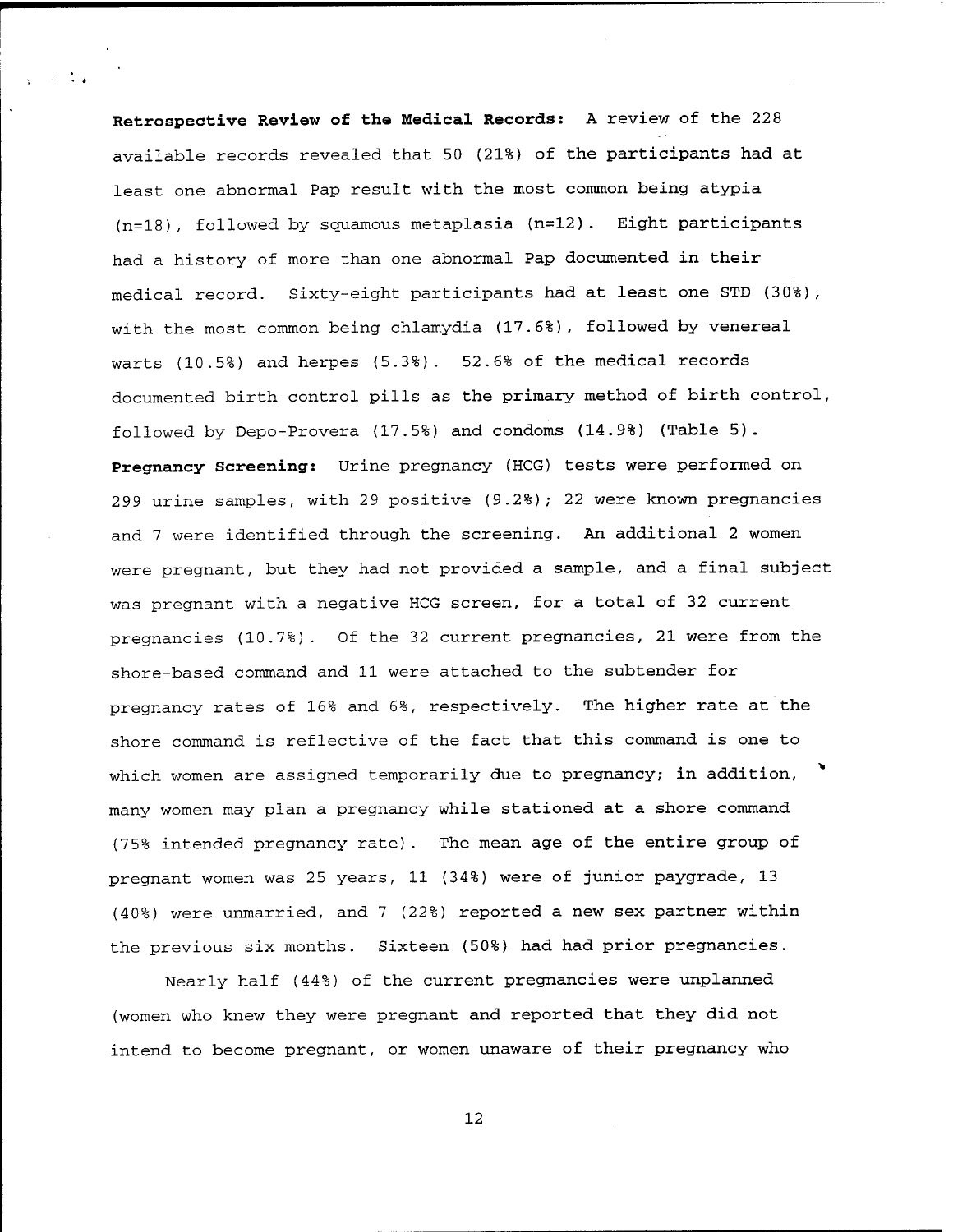**Retrospective Review of the Medical Records:** A review of the 228 available records revealed that 50 (21%) of the participants had at least one abnormal Pap result with the most common being atypia (n=18), followed by squamous metaplasia (n=12). Eight participants had a history of more than one abnormal Pap documented in their medical record. Sixty-eight participants had at least one STD (30%), with the most common being chlamydia (17.6%), followed by venereal warts (10.5%) and herpes (5.3%). 52.6% of the medical records documented birth control pills as the primary method of birth control, followed by Depo-Provera (17.5%) and condoms (14.9%) (Table 5).

**Pregnancy Screening:** Urine pregnancy (HCG) tests were performed on 299 urine samples, with 29 positive (9.2%); 22 were known pregnancies and 7 were identified through the screening. An additional 2 women were pregnant, but they had not provided a sample, and a final subject was pregnant with a negative HCG screen, for a total of 32 current pregnancies (10.7%). Of the 32 current pregnancies, 21 were from the shore-based command and 11 were attached to the subtender for pregnancy rates of 16% and 6%, respectively. The higher rate at the shore command is reflective of the fact that this command is one to which women are assigned temporarily due to pregnancy; in addition, many women may plan a pregnancy while stationed at a shore command (75% intended pregnancy rate). The mean age of the entire group of pregnant women was 25 years, 11 (34%) were of junior paygrade, 13 (40%) were unmarried, and 7 (22%) reported a new sex partner within the previous six months. Sixteen (50%) had had prior pregnancies.

Nearly half (44%) of the current pregnancies were unplanned (women who knew they were pregnant and reported that they did not intend to become pregnant, or women unaware of their pregnancy who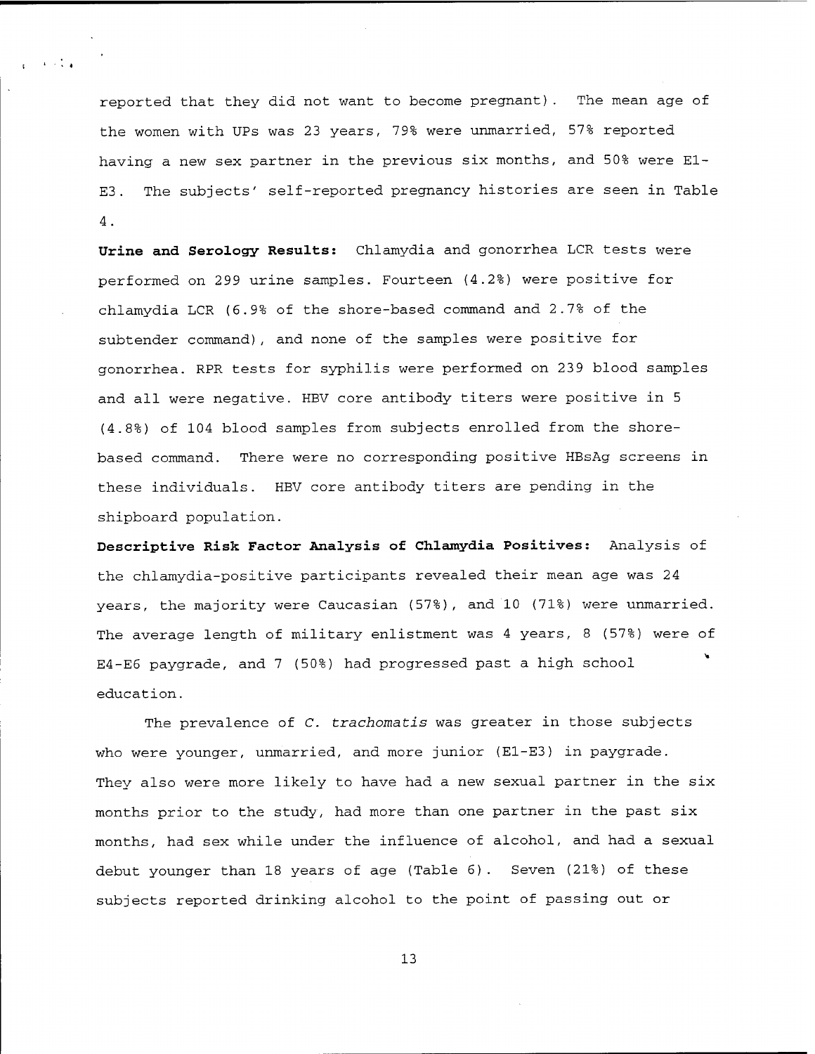reported that they did not want to become pregnant). The mean age of the women with UPs was 23 years, 79% were unmarried, 57% reported having a new sex partner in the previous six months, and 50% were E1-E3. The subjects' self-reported pregnancy histories are seen in Table 4.

**Urine and Serology Results:** Chlamydia and gonorrhea LCR tests were performed on 299 urine samples. Fourteen (4.2%) were positive for chlamydia LCR (6.9% of the shore-based command and 2.7% of the subtender command), and none of the samples were positive for gonorrhea. RPR tests for syphilis were performed on 239 blood samples and all were negative. HBV core antibody titers were positive in 5 (4.8%) of 104 blood samples from subjects enrolled from the shore-based command. There were no corresponding positive HBsAg screens in these individuals. HBV core antibody titers are pending in the shipboard population.

**Descriptive Risk Factor Analysis of Chlamydia Positives:** Analysis of the chlamydia-positive participants revealed their mean age was 24 years, the majority were Caucasian (57%), and 10 (71%) were unmarried. The average length of military enlistment was 4 years, 8 (57%) were of E4-E6 paygrade, and 7 (50%) had progressed past a high school education.

The prevalence of *C. trachomatis* was greater in those subjects who were younger, unmarried, and more junior (E1-E3) in paygrade. They also were more likely to have had a new sexual partner in the six months prior to the study, had more than one partner in the past six months, had sex while under the influence of alcohol, and had a sexual debut younger than 18 years of age (Table 6). Seven (21%) of these subjects reported drinking alcohol to the point of passing out or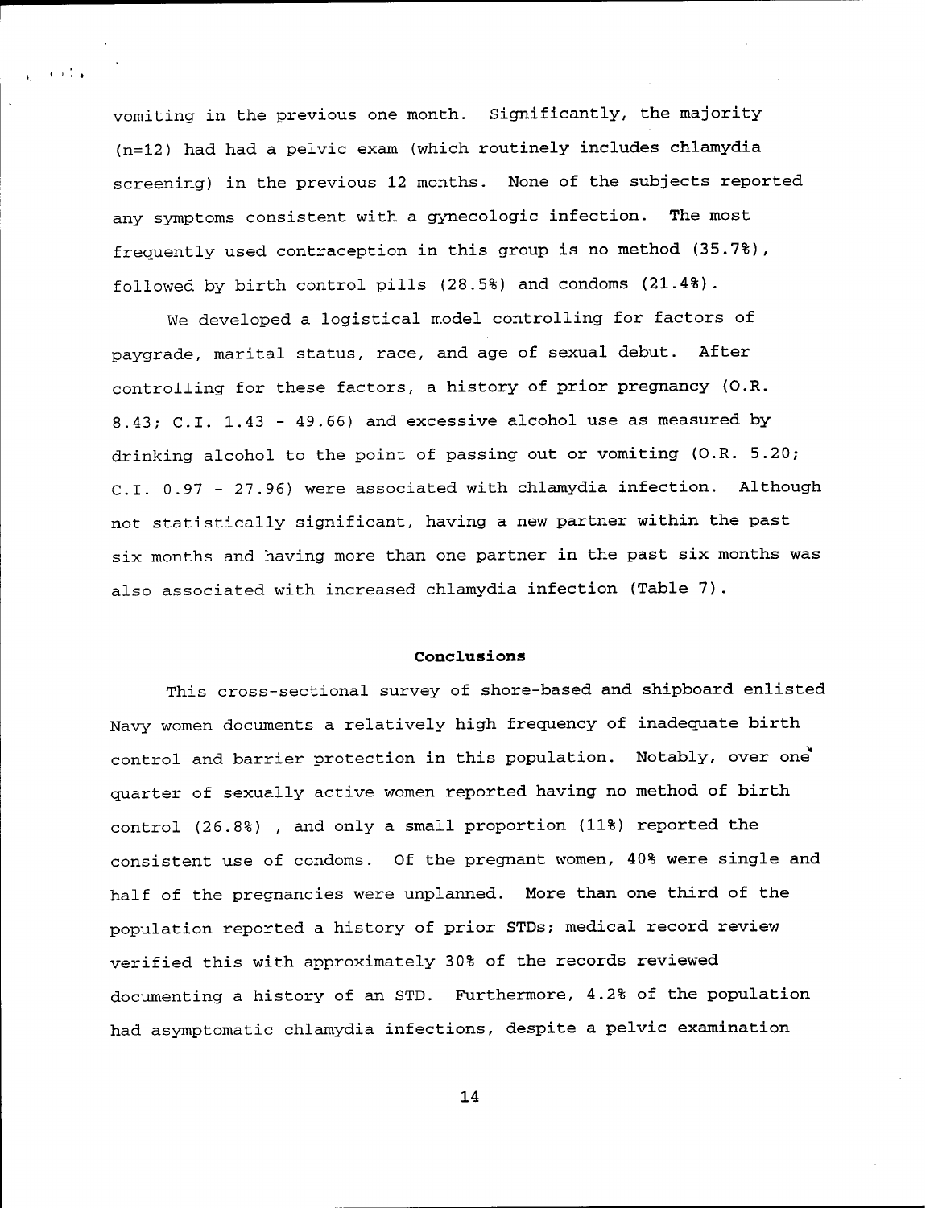vomiting in the previous one month. Significantly, the majority (n=12) had had a pelvic exam (which routinely includes chlamydia screening) in the previous 12 months. None of the subjects reported any symptoms consistent with a gynecologic infection. The most frequently used contraception in this group is no method (35.7%), followed by birth control pills (28.5%) and condoms (21.4%).

We developed a logistical model controlling for factors of paygrade, marital status, race, and age of sexual debut. After controlling for these factors, a history of prior pregnancy (O.R. 8.43; C.I. 1.43 - 49.66) and excessive alcohol use as measured by drinking alcohol to the point of passing out or vomiting (O.R. 5.20; C.I. 0.97 - 27.96) were associated with chlamydia infection. Although not statistically significant, having a new partner within the past six months and having more than one partner in the past six months was also associated with increased chlamydia infection (Table 7).

## Conclusions

This cross-sectional survey of shore-based and shipboard enlisted Navy women documents a relatively high frequency of inadequate birth control and barrier protection in this population. Notably, over one quarter of sexually active women reported having no method of birth control (26.8%) , and only a small proportion (11%) reported the consistent use of condoms. Of the pregnant women, 40% were single and half of the pregnancies were unplanned. More than one third of the population reported a history of prior STDs; medical record review verified this with approximately 30% of the records reviewed documenting a history of an STD. Furthermore, 4.2% of the population had asymptomatic chlamydia infections, despite a pelvic examination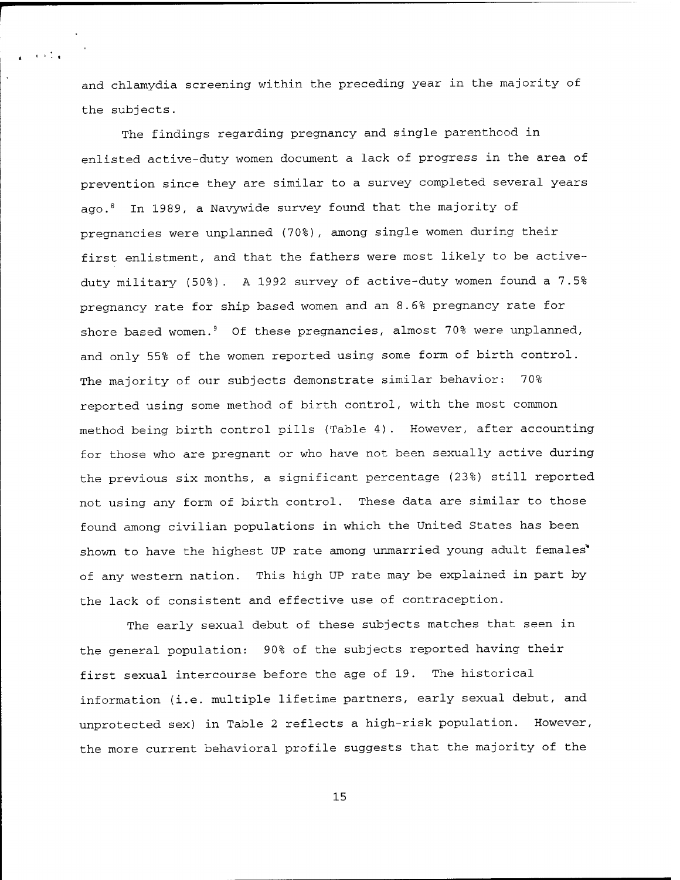and chlamydia screening within the preceding year in the majority of the subjects.

The findings regarding pregnancy and single parenthood in enlisted active-duty women document a lack of progress in the area of prevention since they are similar to a survey completed several years ago.[8] In 1989, a Navywide survey found that the majority of pregnancies were unplanned (70%), among single women during their first enlistment, and that the fathers were most likely to be active-duty military (50%). A 1992 survey of active-duty women found a 7.5% pregnancy rate for ship based women and an 8.6% pregnancy rate for shore based women.[9] Of these pregnancies, almost 70% were unplanned, and only 55% of the women reported using some form of birth control. The majority of our subjects demonstrate similar behavior: 70% reported using some method of birth control, with the most common method being birth control pills (Table 4). However, after accounting for those who are pregnant or who have not been sexually active during the previous six months, a significant percentage (23%) still reported not using any form of birth control. These data are similar to those found among civilian populations in which the United States has been shown to have the highest UP rate among unmarried young adult females[4] of any western nation. This high UP rate may be explained in part by the lack of consistent and effective use of contraception.

The early sexual debut of these subjects matches that seen in the general population: 90% of the subjects reported having their first sexual intercourse before the age of 19. The historical information (i.e. multiple lifetime partners, early sexual debut, and unprotected sex) in Table 2 reflects a high-risk population. However, the more current behavioral profile suggests that the majority of the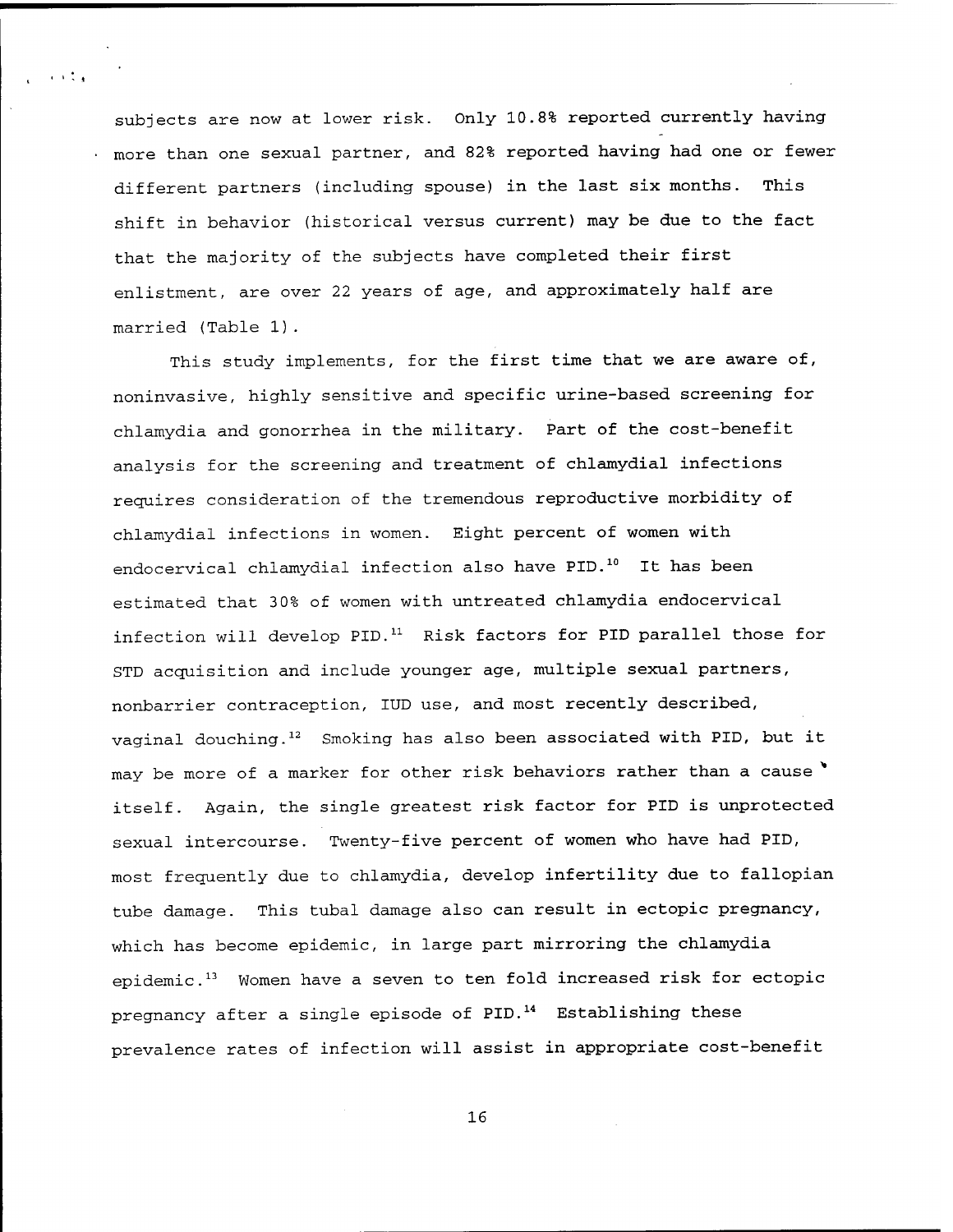subjects are now at lower risk. Only 10.8% reported currently having more than one sexual partner, and 82% reported having had one or fewer different partners (including spouse) in the last six months. This shift in behavior (historical versus current) may be due to the fact that the majority of the subjects have completed their first enlistment, are over 22 years of age, and approximately half are married (Table 1).

This study implements, for the first time that we are aware of, noninvasive, highly sensitive and specific urine-based screening for chlamydia and gonorrhea in the military. Part of the cost-benefit analysis for the screening and treatment of chlamydial infections requires consideration of the tremendous reproductive morbidity of chlamydial infections in women. Eight percent of women with endocervical chlamydial infection also have PID.[10] It has been estimated that 30% of women with untreated chlamydia endocervical infection will develop PID.[11] Risk factors for PID parallel those for STD acquisition and include younger age, multiple sexual partners, nonbarrier contraception, IUD use, and most recently described, vaginal douching.[12] Smoking has also been associated with PID, but it may be more of a marker for other risk behaviors rather than a cause itself. Again, the single greatest risk factor for PID is unprotected sexual intercourse. Twenty-five percent of women who have had PID, most frequently due to chlamydia, develop infertility due to fallopian tube damage. This tubal damage also can result in ectopic pregnancy, which has become epidemic, in large part mirroring the chlamydia epidemic.[13] Women have a seven to ten fold increased risk for ectopic pregnancy after a single episode of PID.[14] Establishing these prevalence rates of infection will assist in appropriate cost-benefit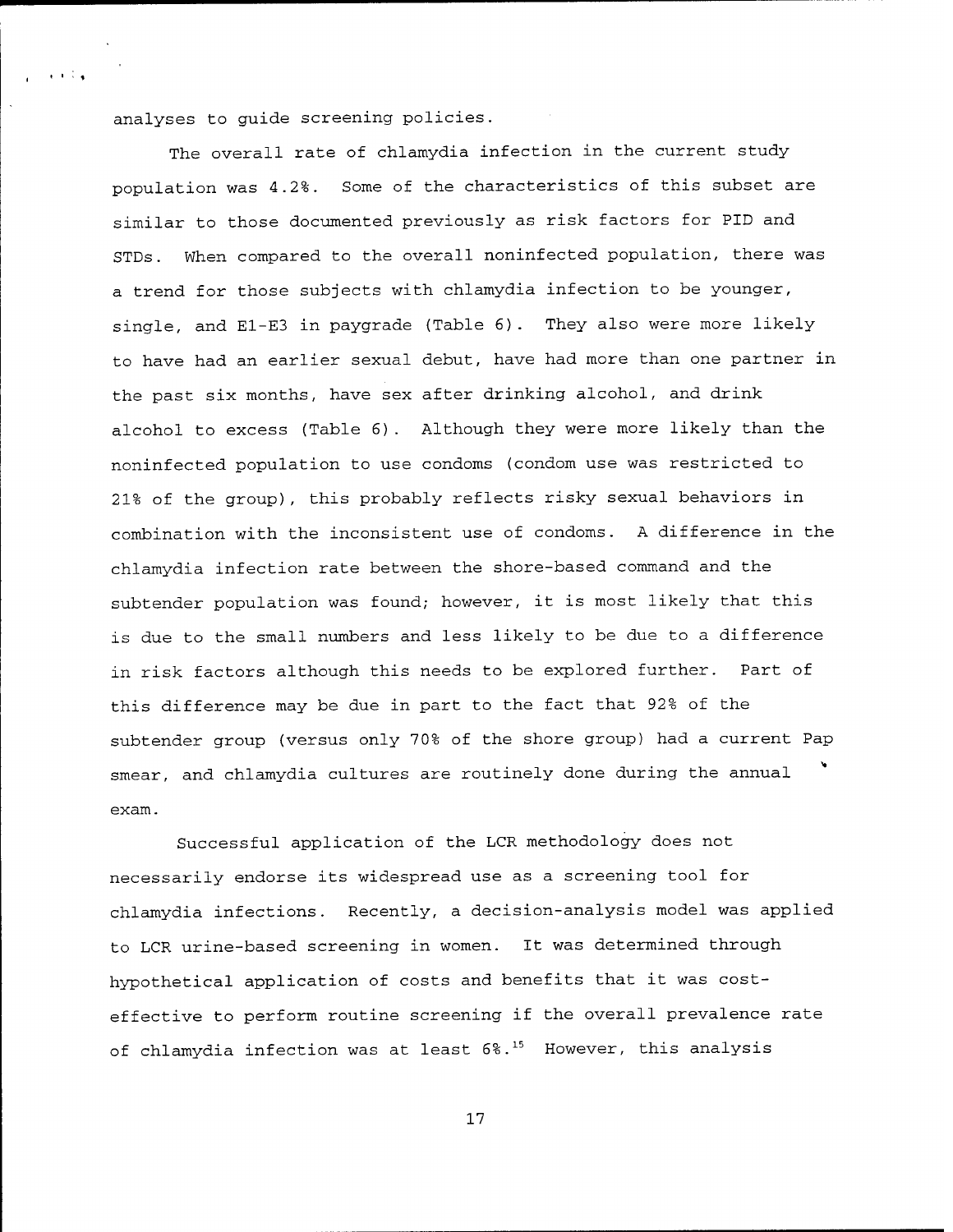analyses to guide screening policies.

The overall rate of chlamydia infection in the current study population was 4.2%. Some of the characteristics of this subset are similar to those documented previously as risk factors for PID and STDs. When compared to the overall noninfected population, there was a trend for those subjects with chlamydia infection to be younger, single, and E1-E3 in paygrade (Table 6). They also were more likely to have had an earlier sexual debut, have had more than one partner in the past six months, have sex after drinking alcohol, and drink alcohol to excess (Table 6). Although they were more likely than the noninfected population to use condoms (condom use was restricted to 21% of the group), this probably reflects risky sexual behaviors in combination with the inconsistent use of condoms. A difference in the chlamydia infection rate between the shore-based command and the subtender population was found; however, it is most likely that this is due to the small numbers and less likely to be due to a difference in risk factors although this needs to be explored further. Part of this difference may be due in part to the fact that 92% of the subtender group (versus only 70% of the shore group) had a current Pap smear, and chlamydia cultures are routinely done during the annual exam.

Successful application of the LCR methodology does not necessarily endorse its widespread use as a screening tool for chlamydia infections. Recently, a decision-analysis model was applied to LCR urine-based screening in women. It was determined through hypothetical application of costs and benefits that it was cost-effective to perform routine screening if the overall prevalence rate of chlamydia infection was at least 6%.[15] However, this analysis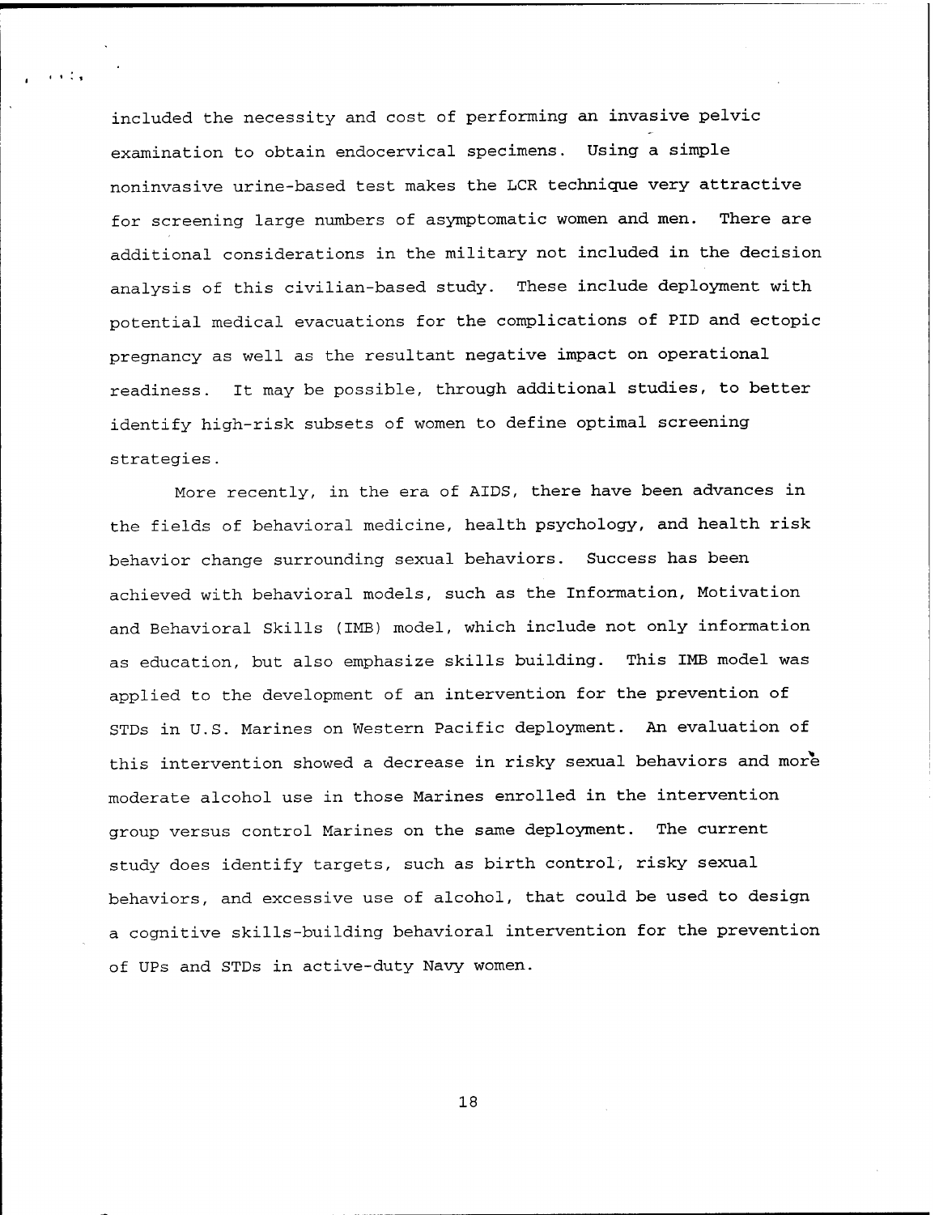included the necessity and cost of performing an invasive pelvic examination to obtain endocervical specimens. Using a simple noninvasive urine-based test makes the LCR technique very attractive for screening large numbers of asymptomatic women and men. There are additional considerations in the military not included in the decision analysis of this civilian-based study. These include deployment with potential medical evacuations for the complications of PID and ectopic pregnancy as well as the resultant negative impact on operational readiness. It may be possible, through additional studies, to better identify high-risk subsets of women to define optimal screening strategies.

More recently, in the era of AIDS, there have been advances in the fields of behavioral medicine, health psychology, and health risk behavior change surrounding sexual behaviors. Success has been achieved with behavioral models, such as the Information, Motivation and Behavioral Skills (IMB) model, which include not only information as education, but also emphasize skills building. This IMB model was applied to the development of an intervention for the prevention of STDs in U.S. Marines on Western Pacific deployment. An evaluation of this intervention showed a decrease in risky sexual behaviors and more moderate alcohol use in those Marines enrolled in the intervention group versus control Marines on the same deployment. The current study does identify targets, such as birth control, risky sexual behaviors, and excessive use of alcohol, that could be used to design a cognitive skills-building behavioral intervention for the prevention of UPs and STDs in active-duty Navy women.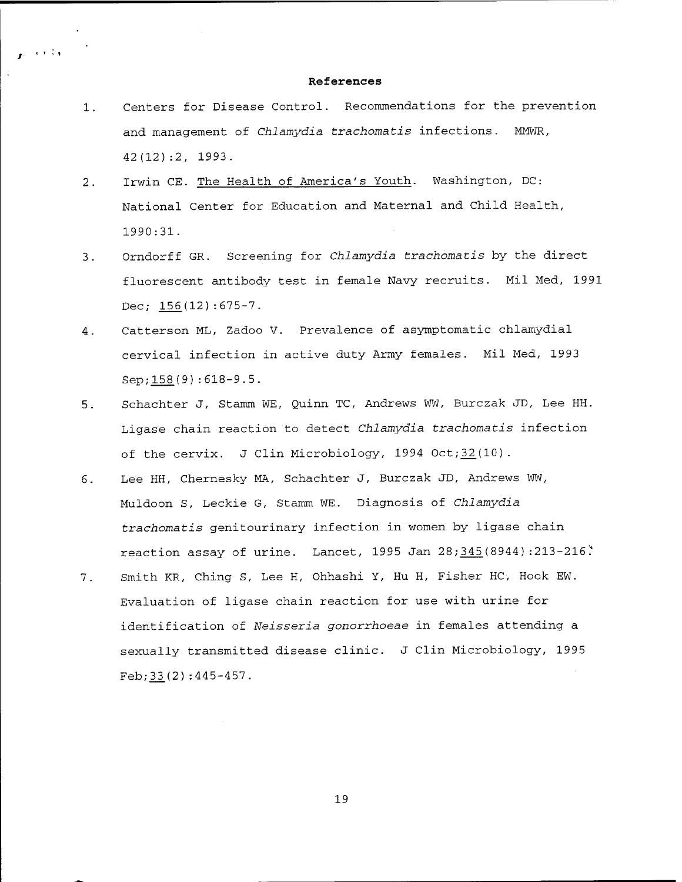**References**

1. Centers for Disease Control. Recommendations for the prevention and management of *Chlamydia trachomatis* infections. MMWR, 42(12):2, 1993.

2. Irwin CE. The Health of America's Youth. Washington, DC: National Center for Education and Maternal and Child Health, 1990:31.

3. Orndorff GR. Screening for *Chlamydia trachomatis* by the direct fluorescent antibody test in female Navy recruits. Mil Med, 1991 Dec; 156(12):675-7.

4. Catterson ML, Zadoo V. Prevalence of asymptomatic chlamydial cervical infection in active duty Army females. Mil Med, 1993 Sep;158(9):618-9.5.

5. Schachter J, Stamm WE, Quinn TC, Andrews WW, Burczak JD, Lee HH. Ligase chain reaction to detect *Chlamydia trachomatis* infection of the cervix. J Clin Microbiology, 1994 Oct;32(10).

6. Lee HH, Chernesky MA, Schachter J, Burczak JD, Andrews WW, Muldoon S, Leckie G, Stamm WE. Diagnosis of *Chlamydia trachomatis* genitourinary infection in women by ligase chain reaction assay of urine. Lancet, 1995 Jan 28;345(8944):213-216.

7. Smith KR, Ching S, Lee H, Ohhashi Y, Hu H, Fisher HC, Hook EW. Evaluation of ligase chain reaction for use with urine for identification of *Neisseria gonorrhoeae* in females attending a sexually transmitted disease clinic. J Clin Microbiology, 1995 Feb;33(2):445-457.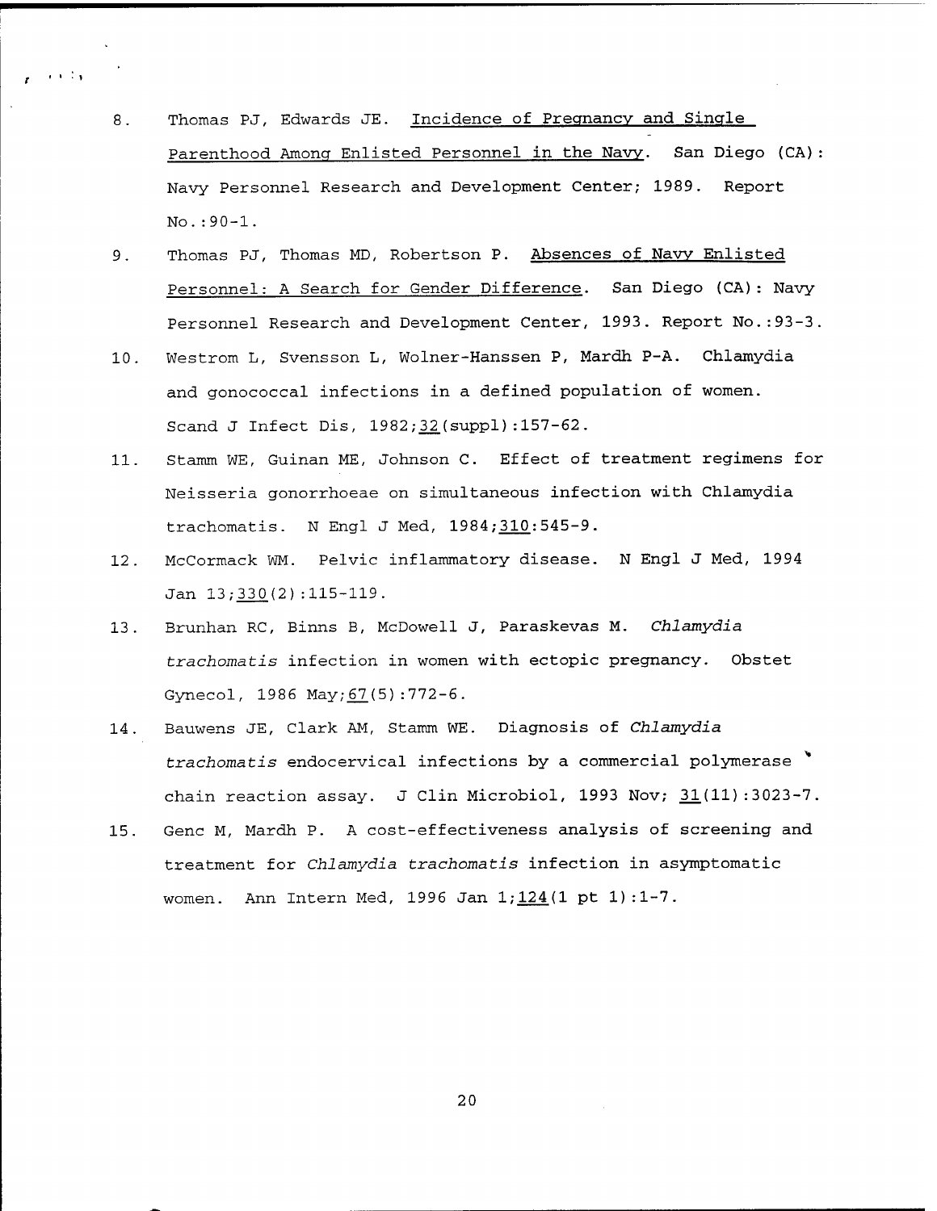8. Thomas PJ, Edwards JE. Incidence of Pregnancy and Single Parenthood Among Enlisted Personnel in the Navy. San Diego (CA): Navy Personnel Research and Development Center; 1989. Report No.:90-1.

9. Thomas PJ, Thomas MD, Robertson P. Absences of Navy Enlisted Personnel: A Search for Gender Difference. San Diego (CA): Navy Personnel Research and Development Center, 1993. Report No.:93-3.

10. Westrom L, Svensson L, Wolner-Hanssen P, Mardh P-A. Chlamydia and gonococcal infections in a defined population of women. Scand J Infect Dis, 1982;32(suppl):157-62.

11. Stamm WE, Guinan ME, Johnson C. Effect of treatment regimens for Neisseria gonorrhoeae on simultaneous infection with Chlamydia trachomatis. N Engl J Med, 1984;310:545-9.

12. McCormack WM. Pelvic inflammatory disease. N Engl J Med, 1994 Jan 13;330(2):115-119.

13. Brunhan RC, Binns B, McDowell J, Paraskevas M. *Chlamydia trachomatis* infection in women with ectopic pregnancy. Obstet Gynecol, 1986 May;67(5):772-6.

14. Bauwens JE, Clark AM, Stamm WE. Diagnosis of *Chlamydia trachomatis* endocervical infections by a commercial polymerase chain reaction assay. J Clin Microbiol, 1993 Nov; 31(11):3023-7.

15. Genc M, Mardh P. A cost-effectiveness analysis of screening and treatment for *Chlamydia trachomatis* infection in asymptomatic women. Ann Intern Med, 1996 Jan 1;124(1 pt 1):1-7.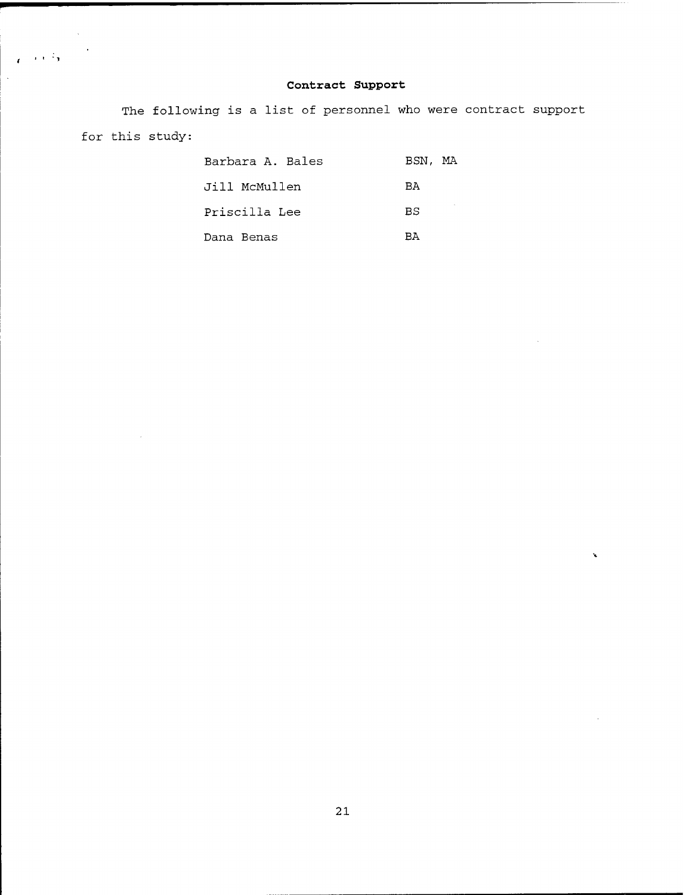## Contract Support

The following is a list of personnel who were contract support for this study:

| Name | Degree |
|---|---|
| Barbara A. Bales | BSN, MA |
| Jill McMullen | BA |
| Priscilla Lee | BS |
| Dana Benas | BA |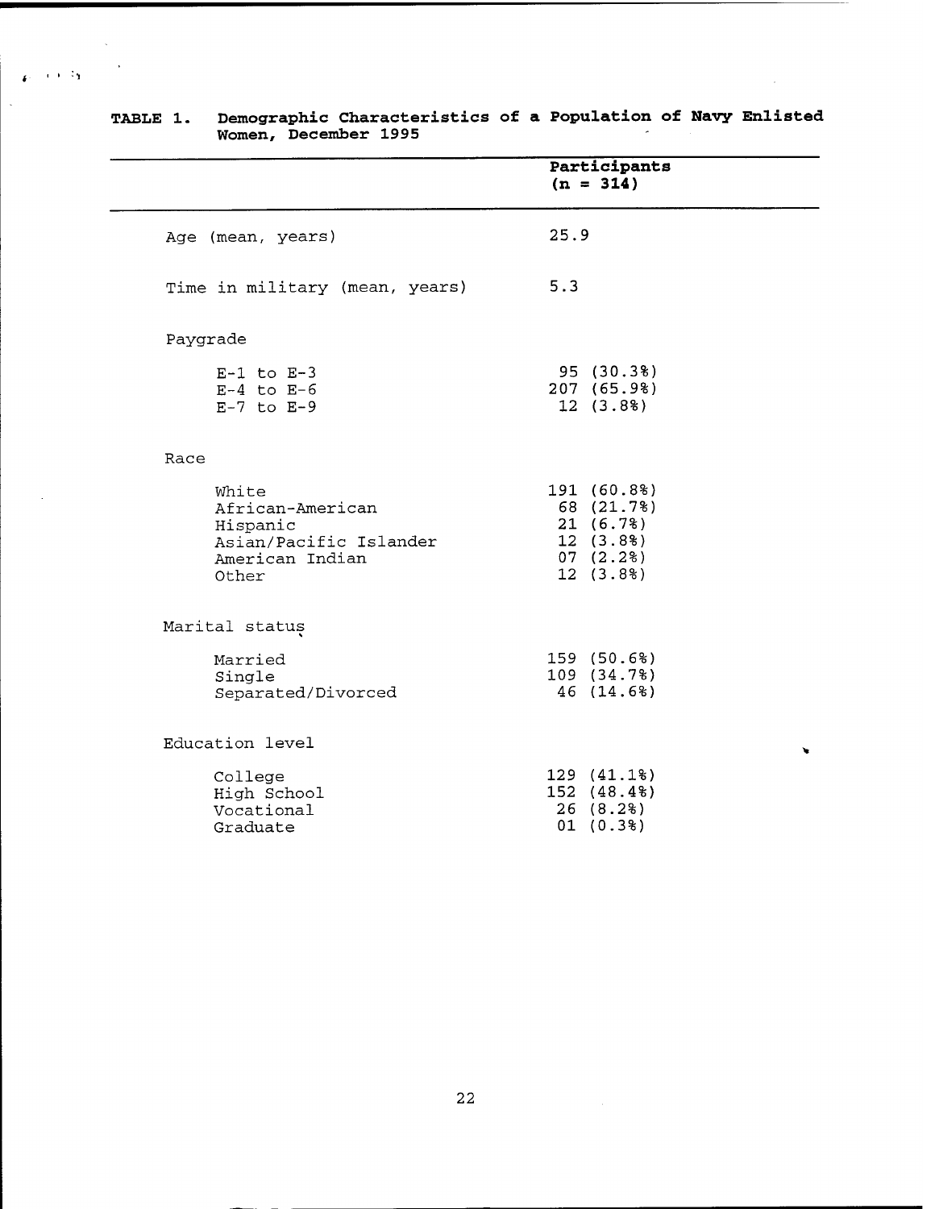**TABLE 1. Demographic Characteristics of a Population of Navy Enlisted Women, December 1995**

| | Participants (n = 314) |
|---|---|
| Age (mean, years) | 25.9 |
| Time in military (mean, years) | 5.3 |
| **Paygrade** | |
| E-1 to E-3 | 95 (30.3%) |
| E-4 to E-6 | 207 (65.9%) |
| E-7 to E-9 | 12 (3.8%) |
| **Race** | |
| White | 191 (60.8%) |
| African-American | 68 (21.7%) |
| Hispanic | 21 (6.7%) |
| Asian/Pacific Islander | 12 (3.8%) |
| American Indian | 07 (2.2%) |
| Other | 12 (3.8%) |
| **Marital status** | |
| Married | 159 (50.6%) |
| Single | 109 (34.7%) |
| Separated/Divorced | 46 (14.6%) |
| **Education level** | |
| College | 129 (41.1%) |
| High School | 152 (48.4%) |
| Vocational | 26 (8.2%) |
| Graduate | 01 (0.3%) |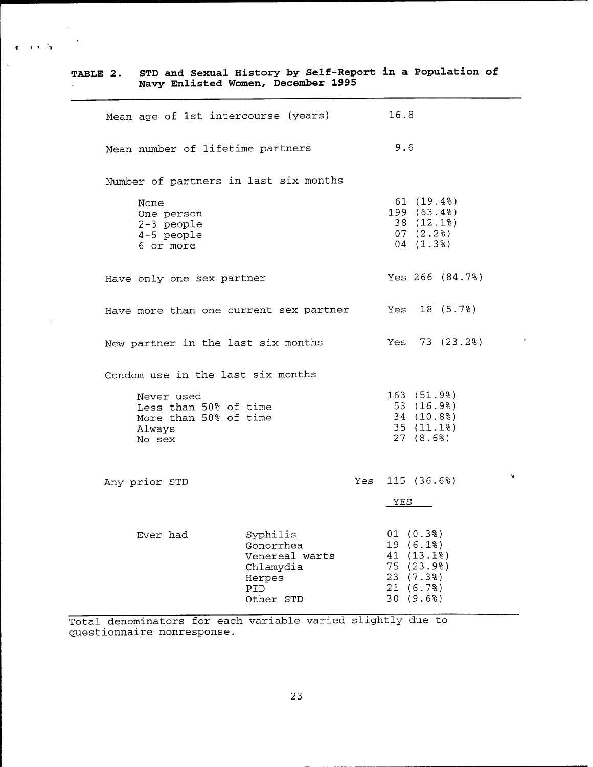**TABLE 2. STD and Sexual History by Self-Report in a Population of Navy Enlisted Women, December 1995**

| | | |
|---|---|---|
| Mean age of 1st intercourse (years) | | 16.8 |
| Mean number of lifetime partners | | 9.6 |
| Number of partners in last six months | | |
| None | | 61 (19.4%) |
| One person | | 199 (63.4%) |
| 2-3 people | | 38 (12.1%) |
| 4-5 people | | 07 (2.2%) |
| 6 or more | | 04 (1.3%) |
| Have only one sex partner | | Yes 266 (84.7%) |
| Have more than one current sex partner | | Yes 18 (5.7%) |
| New partner in the last six months | | Yes 73 (23.2%) |
| Condom use in the last six months | | |
| Never used | | 163 (51.9%) |
| Less than 50% of time | | 53 (16.9%) |
| More than 50% of time | | 34 (10.8%) |
| Always | | 35 (11.1%) |
| No sex | | 27 (8.6%) |
| Any prior STD | | Yes 115 (36.6%) |
| | | YES |
| Ever had | Syphilis | 01 (0.3%) |
| | Gonorrhea | 19 (6.1%) |
| | Venereal warts | 41 (13.1%) |
| | Chlamydia | 75 (23.9%) |
| | Herpes | 23 (7.3%) |
| | PID | 21 (6.7%) |
| | Other STD | 30 (9.6%) |

Total denominators for each variable varied slightly due to questionnaire nonresponse.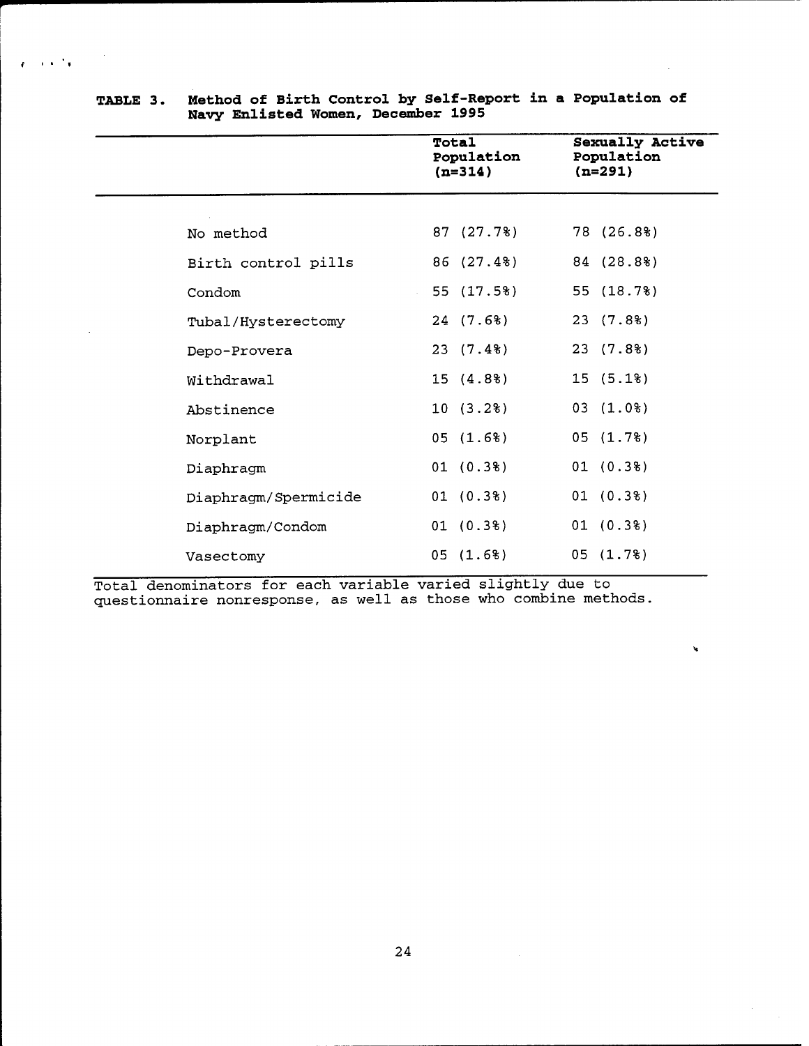**TABLE 3. Method of Birth Control by Self-Report in a Population of Navy Enlisted Women, December 1995**

| | Total Population (n=314) | Sexually Active Population (n=291) |
|---|---|---|
| No method | 87 (27.7%) | 78 (26.8%) |
| Birth control pills | 86 (27.4%) | 84 (28.8%) |
| Condom | 55 (17.5%) | 55 (18.7%) |
| Tubal/Hysterectomy | 24 (7.6%) | 23 (7.8%) |
| Depo-Provera | 23 (7.4%) | 23 (7.8%) |
| Withdrawal | 15 (4.8%) | 15 (5.1%) |
| Abstinence | 10 (3.2%) | 03 (1.0%) |
| Norplant | 05 (1.6%) | 05 (1.7%) |
| Diaphragm | 01 (0.3%) | 01 (0.3%) |
| Diaphragm/Spermicide | 01 (0.3%) | 01 (0.3%) |
| Diaphragm/Condom | 01 (0.3%) | 01 (0.3%) |
| Vasectomy | 05 (1.6%) | 05 (1.7%) |

Total denominators for each variable varied slightly due to questionnaire nonresponse, as well as those who combine methods.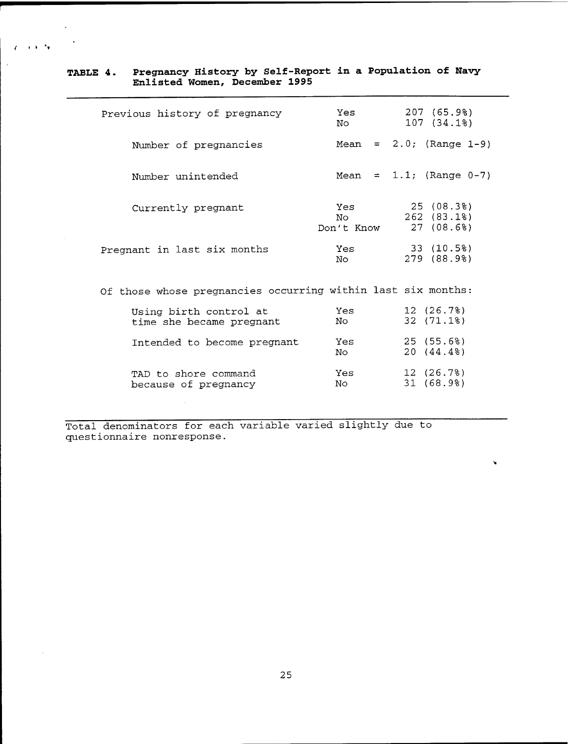**TABLE 4. Pregnancy History by Self-Report in a Population of Navy Enlisted Women, December 1995**

| | | |
|---|---|---|
| Previous history of pregnancy | Yes | 207 (65.9%) |
| | No | 107 (34.1%) |
| Number of pregnancies | Mean | = 2.0; (Range 1-9) |
| Number unintended | Mean | = 1.1; (Range 0-7) |
| Currently pregnant | Yes | 25 (08.3%) |
| | No | 262 (83.1%) |
| | Don't Know | 27 (08.6%) |
| Pregnant in last six months | Yes | 33 (10.5%) |
| | No | 279 (88.9%) |
| Of those whose pregnancies occurring within last six months: | | |
| Using birth control at time she became pregnant | Yes | 12 (26.7%) |
| | No | 32 (71.1%) |
| Intended to become pregnant | Yes | 25 (55.6%) |
| | No | 20 (44.4%) |
| TAD to shore command because of pregnancy | Yes | 12 (26.7%) |
| | No | 31 (68.9%) |

Total denominators for each variable varied slightly due to questionnaire nonresponse.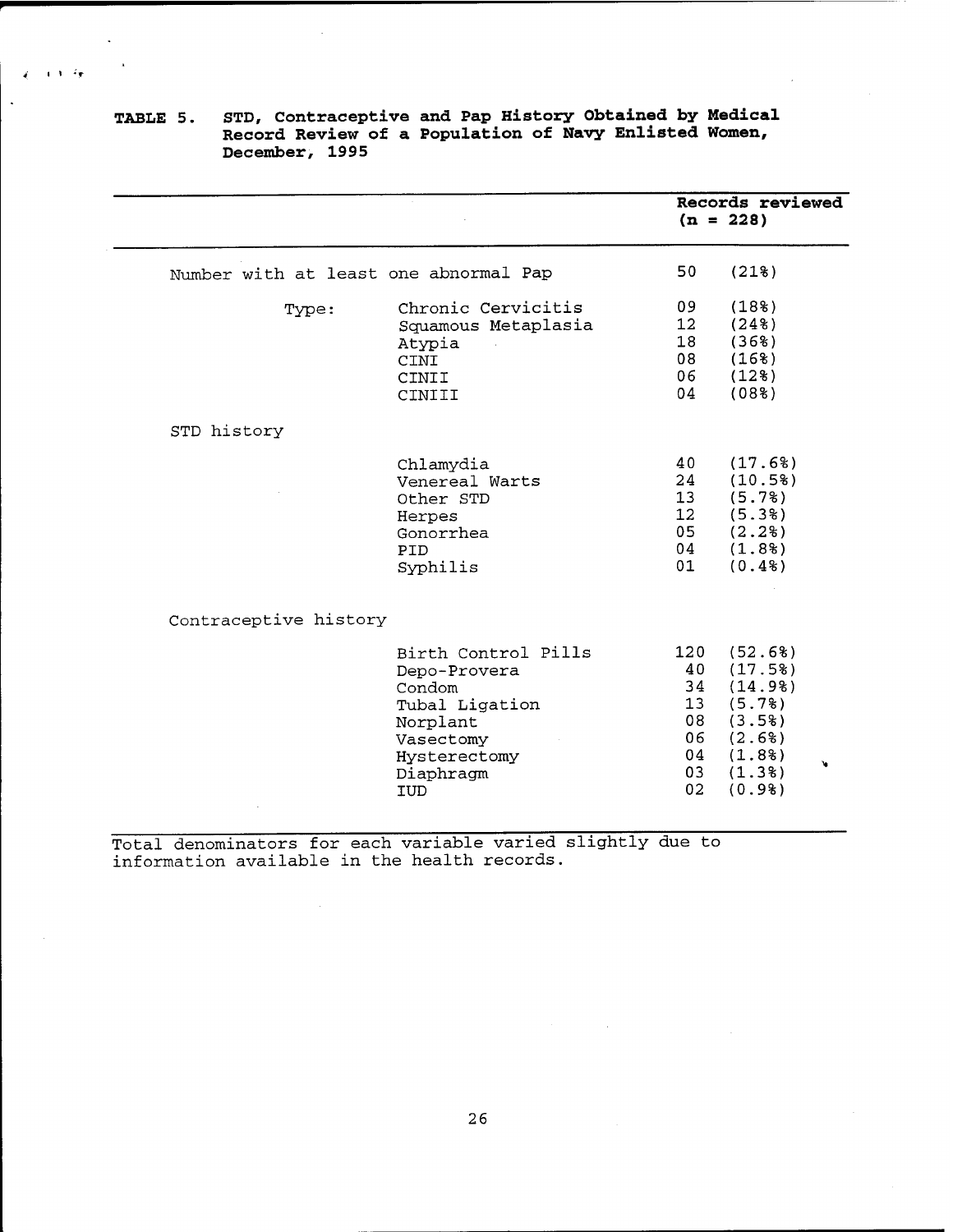**TABLE 5. STD, Contraceptive and Pap History Obtained by Medical Record Review of a Population of Navy Enlisted Women, December, 1995**

| | | Records reviewed (n = 228) | |
|---|---|---|---|
| Number with at least one abnormal Pap | | 50 | (21%) |
| Type: | Chronic Cervicitis | 09 | (18%) |
| | Squamous Metaplasia | 12 | (24%) |
| | Atypia | 18 | (36%) |
| | CINI | 08 | (16%) |
| | CINII | 06 | (12%) |
| | CINIII | 04 | (08%) |
| STD history | | | |
| | Chlamydia | 40 | (17.6%) |
| | Venereal Warts | 24 | (10.5%) |
| | Other STD | 13 | (5.7%) |
| | Herpes | 12 | (5.3%) |
| | Gonorrhea | 05 | (2.2%) |
| | PID | 04 | (1.8%) |
| | Syphilis | 01 | (0.4%) |
| Contraceptive history | | | |
| | Birth Control Pills | 120 | (52.6%) |
| | Depo-Provera | 40 | (17.5%) |
| | Condom | 34 | (14.9%) |
| | Tubal Ligation | 13 | (5.7%) |
| | Norplant | 08 | (3.5%) |
| | Vasectomy | 06 | (2.6%) |
| | Hysterectomy | 04 | (1.8%) |
| | Diaphragm | 03 | (1.3%) |
| | IUD | 02 | (0.9%) |

Total denominators for each variable varied slightly due to information available in the health records.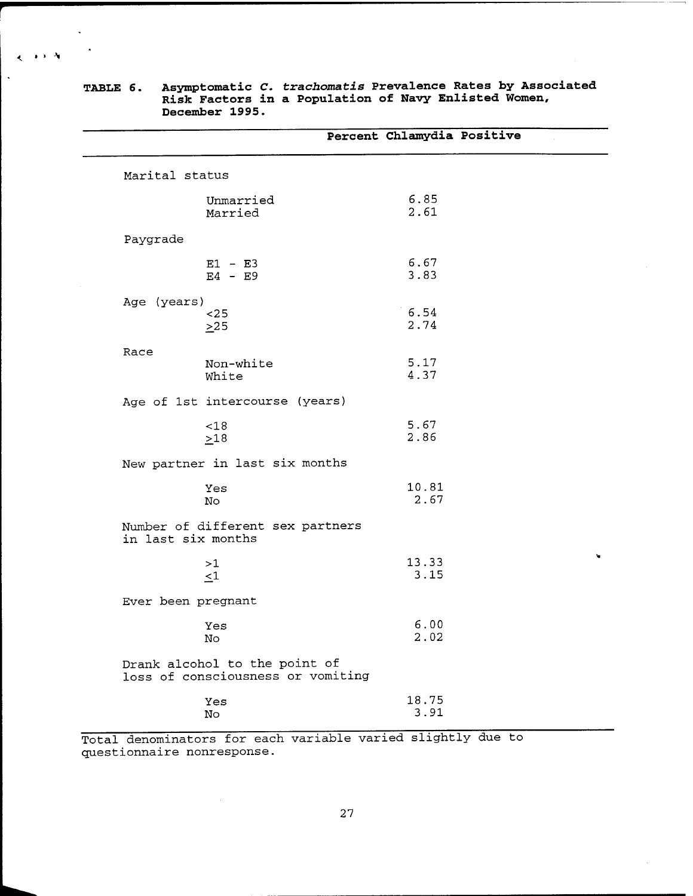**TABLE 6. Asymptomatic *C. trachomatis* Prevalence Rates by Associated Risk Factors in a Population of Navy Enlisted Women, December 1995.**

| | Percent Chlamydia Positive |
|---|---|
| **Marital status** | |
| Unmarried | 6.85 |
| Married | 2.61 |
| **Paygrade** | |
| E1 - E3 | 6.67 |
| E4 - E9 | 3.83 |
| **Age (years)** | |
| <25 | 6.54 |
| ≥25 | 2.74 |
| **Race** | |
| Non-white | 5.17 |
| White | 4.37 |
| **Age of 1st intercourse (years)** | |
| <18 | 5.67 |
| ≥18 | 2.86 |
| **New partner in last six months** | |
| Yes | 10.81 |
| No | 2.67 |
| **Number of different sex partners in last six months** | |
| >1 | 13.33 |
| ≤1 | 3.15 |
| **Ever been pregnant** | |
| Yes | 6.00 |
| No | 2.02 |
| **Drank alcohol to the point of loss of consciousness or vomiting** | |
| Yes | 18.75 |
| No | 3.91 |

Total denominators for each variable varied slightly due to questionnaire nonresponse.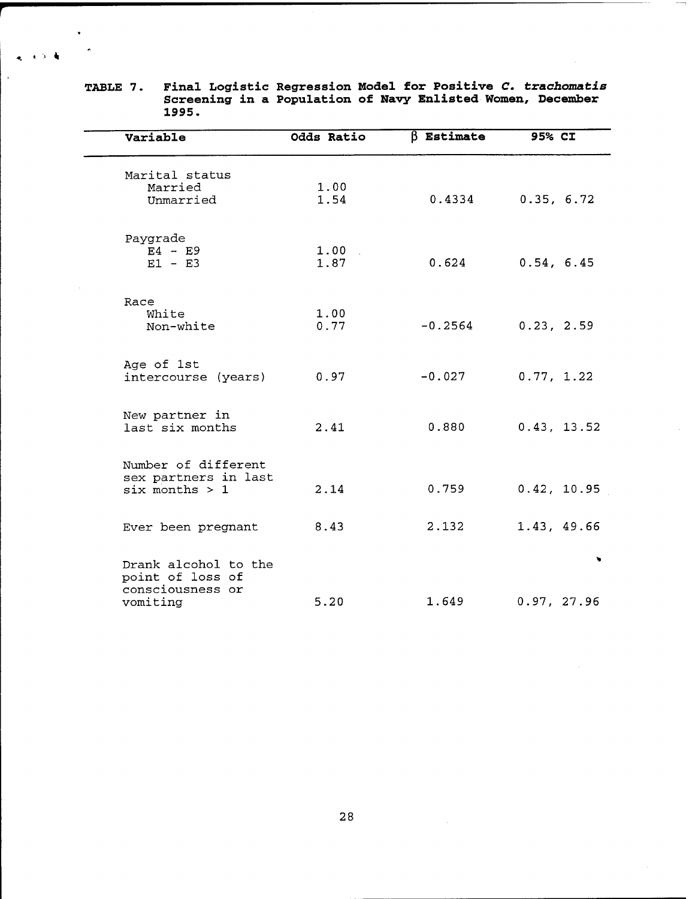**TABLE 7. Final Logistic Regression Model for Positive *C. trachomatis* Screening in a Population of Navy Enlisted Women, December 1995.**

| Variable | Odds Ratio | β Estimate | 95% CI |
|---|---|---|---|
| Marital status | | | |
| Married | 1.00 | | |
| Unmarried | 1.54 | 0.4334 | 0.35, 6.72 |
| Paygrade | | | |
| E4 - E9 | 1.00 | | |
| E1 - E3 | 1.87 | 0.624 | 0.54, 6.45 |
| Race | | | |
| White | 1.00 | | |
| Non-white | 0.77 | -0.2564 | 0.23, 2.59 |
| Age of 1st intercourse (years) | 0.97 | -0.027 | 0.77, 1.22 |
| New partner in last six months | 2.41 | 0.880 | 0.43, 13.52 |
| Number of different sex partners in last six months > 1 | 2.14 | 0.759 | 0.42, 10.95 |
| Ever been pregnant | 8.43 | 2.132 | 1.43, 49.66 |
| Drank alcohol to the point of loss of consciousness or vomiting | 5.20 | 1.649 | 0.97, 27.96 |